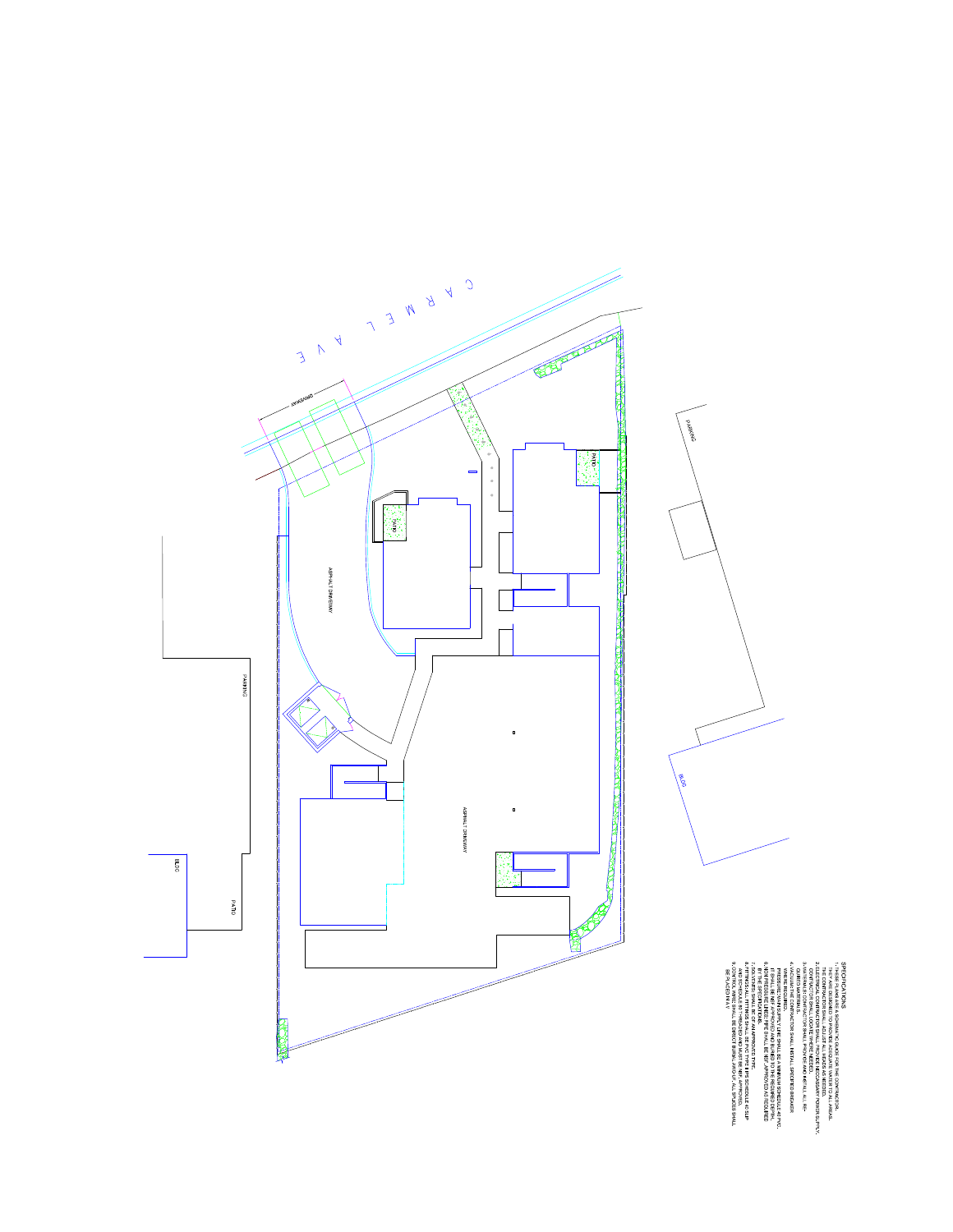C A R M E L  A V E

DRIVEWAY

PATIO

PATIO

PATIO

PARKING

ASPHALT DRIVEWAY

ASPHALT DRIVEWAY

PARKING

BLDG

BLDG

PATIO

SPECIFICATIONS

1. THESE PLANS ARE A SCHEMATIC GUIDE FOR THE CONTRACTOR. THEY ARE DESIGNED TO PROVIDE ADEQUATE WATER TO ALL AREAS. THE CONTRACTOR SHALL ADJUST ALL HEADS AS NEEDED.
2. ELECTRICAL CONTRACTOR SHALL PROVIDE NECESSARY POWER SUPPLY. CONTRACTOR SHALL LOCATE WHERE NEEDED.
3. IRRIGATION CONTRACTOR SHALL PROVIDE AND INSTALL ALL REQUIRED MATERIALS.
4. VACUUM BREAKER: CONTRACTOR SHALL INSTALL SPECIFIED BREAKER WHERE REQUIRED.
5. PRESSURE MAIN LINES SHALL BE A MINIMUM SCHEDULE 40 PVC. IT SHALL BE NSF APPROVED AND BURIED TO THE REQUIRED DEPTH.
6. NON PRESSURE LINES- PIPE SHALL BE NSF APPROVED AS REQUIRED.
7. SOLVENTS SHALL BE OF AN APPROVED TYPE.
8. FITTINGS: ALL FITTINGS SHALL BE PVC TYPE 1 SCHEDULE 40 SLIP AND SCHEDULE 80 THREADED AND MUST BE NSF APPROVED.
9. CONTROL WIRES SHALL BE DIRECT BURIAL AWG-UF, ALL SPLICES SHALL BE PLACED IN A V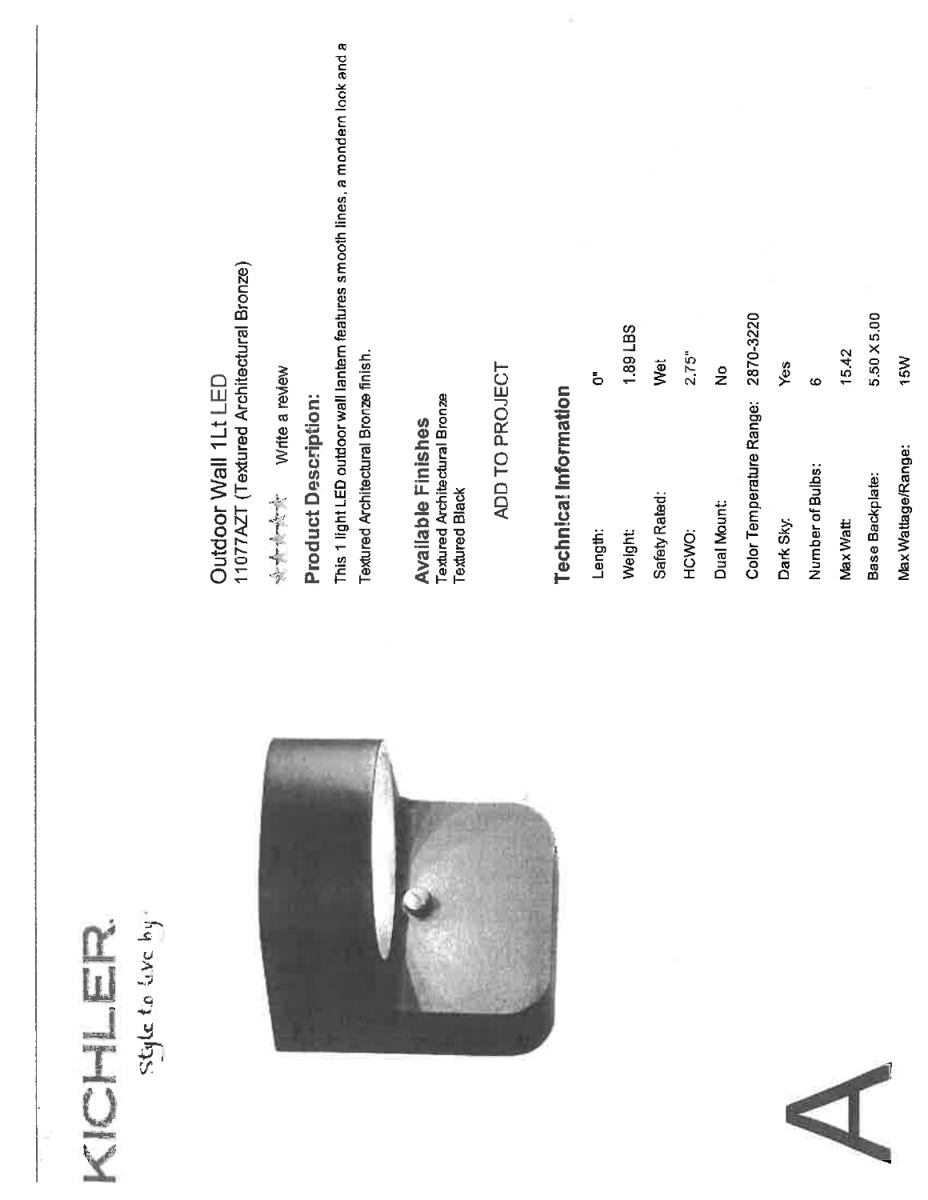A

KICHLER.
Style to live by

# Outdoor Wall 1Lt LED
11077AZT (Textured Architectural Bronze)

Write a review

## Product Description:

This 1 light LED outdoor wall lantern features smooth lines, a mondern look and a Textured Architectural Bronze finish.

## Available Finishes

Textured Architectural Bronze
Textured Black

ADD TO PROJECT

## Technical Information

| | |
|---|---|
| Length: | 0" |
| Weight: | 1.89 LBS |
| Safety Rated: | Wet |
| HCWO: | 2.75" |
| Dual Mount: | No |
| Color Temperature Range: | 2870-3220 |
| Dark Sky: | Yes |
| Number of Bulbs: | 6 |
| Max Watt: | 15.42 |
| Base Backplate: | 5.50 X 5.00 |
| Max Wattage/Range: | 15W |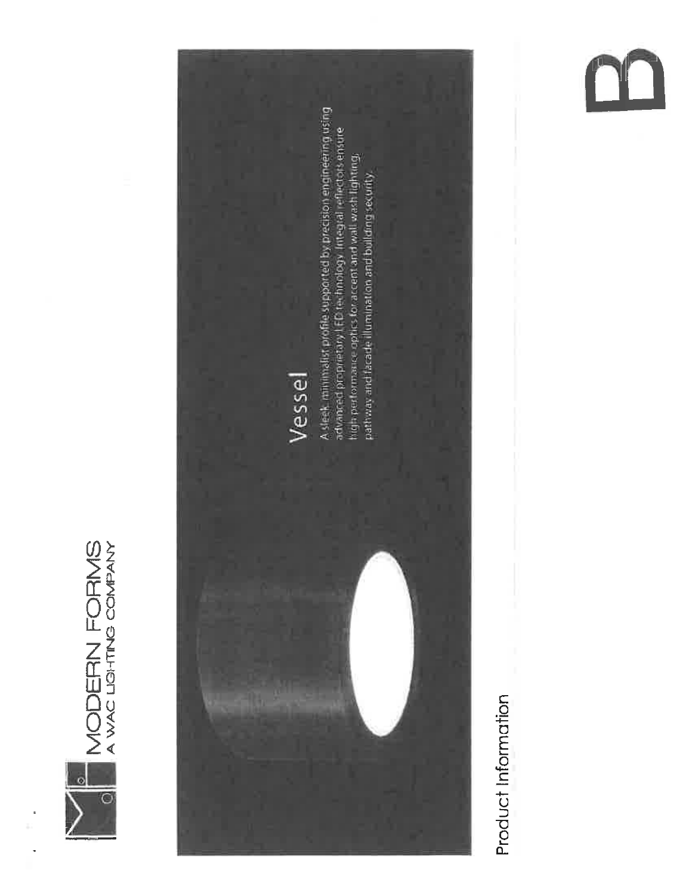MODERN FORMS
A WAC LIGHTING COMPANY

# Vessel

A sleek, minimalist profile supported by precision engineering using advanced proprietary LED technology. Integral reflectors ensure high performance optics for accent and wall wash lighting, pathway and facade illumination and building security.

Product Information

B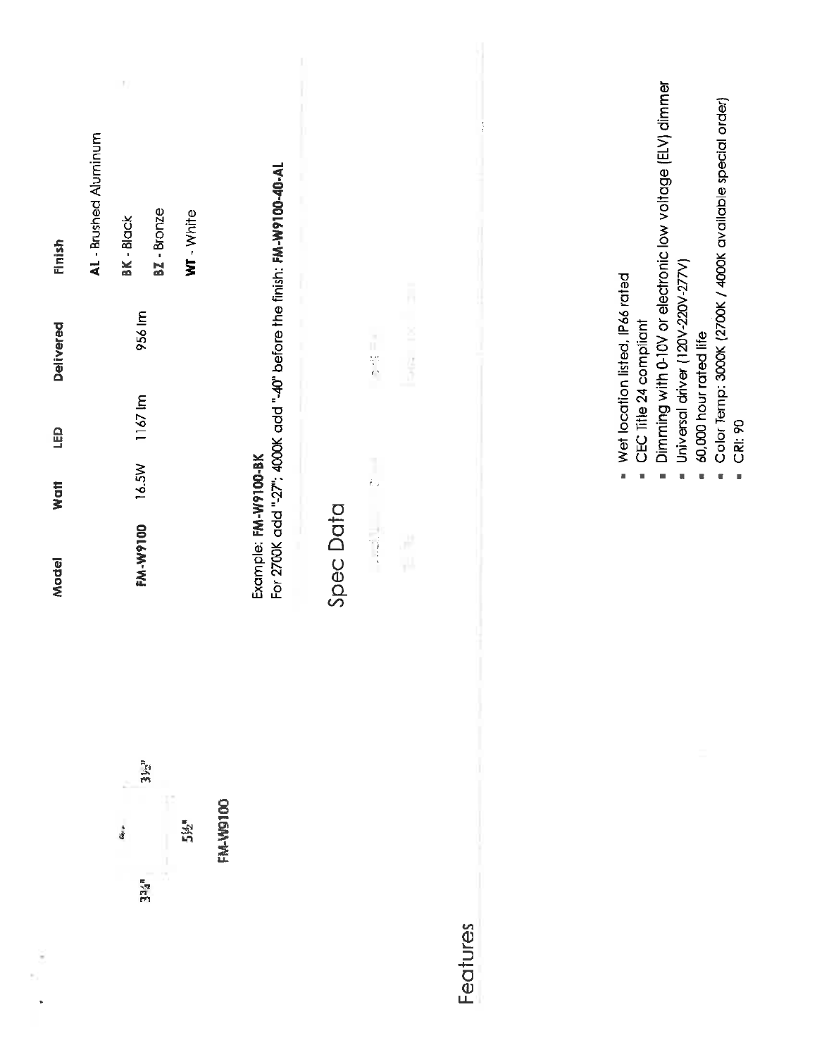33¼" 5½" 3½"

FM-W9100

| Model | Watt | LED | Delivered | Finish |
| --- | --- | --- | --- | --- |
| | | | | AL - Brushed Aluminum |
| FM-W9100 | 16.5W | 1167 lm | 956 lm | BK - Black |
| | | | | BZ - Bronze |
| | | | | WT - White |

Example: **FM-W9100-BK**
For 2700K add "-27"; 4000K add "-40" before the finish: **FM-W9100-40-AL**

## Spec Data

## Features

- Wet location listed, IP66 rated
- CEC Title 24 compliant
- Dimming with 0-10V or electronic low voltage (ELV) dimmer
- Universal driver (120V-220V-277V)
- 60,000 hour rated life
- Color Temp: 3000K (2700K / 4000K available special order)
- CRI: 90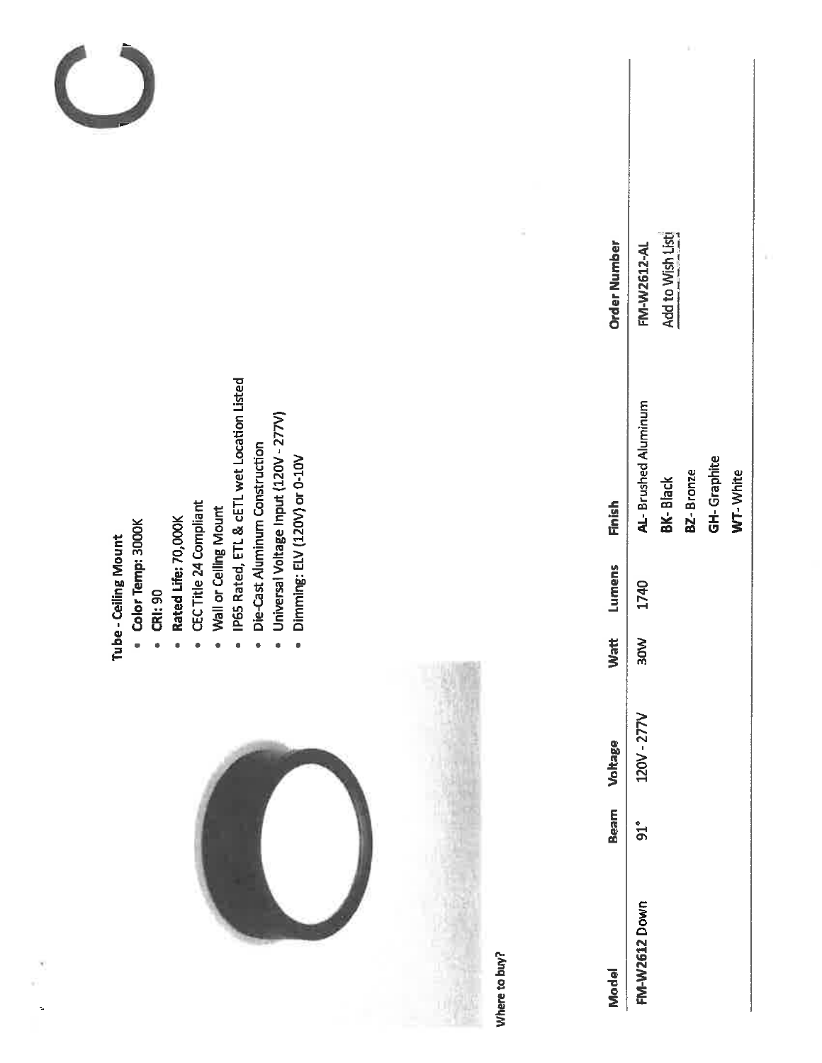**Tube - Ceiling Mount**

- **Color Temp:** 3000K
- **CRI:** 90
- **Rated Life:** 70,000K
- CEC Title 24 Compliant
- Wall or Ceiling Mount
- IP65 Rated, ETL & cETL wet Location Listed
- Die-Cast Aluminum Construction
- Universal Voltage Input (120V - 277V)
- Dimming: ELV (120V) or 0-10V

Where to buy?

| Model | Beam | Voltage | Watt | Lumens | Finish | Order Number |
|---|---|---|---|---|---|---|
| **FM-W2612** Down | 91° | 120V - 277V | 30W | 1740 | **AL**- Brushed Aluminum<br>**BK**- Black<br>**BZ**- Bronze<br>**GH**- Graphite<br>**WT**- White | FM-W2612-AL<br>Add to Wish List |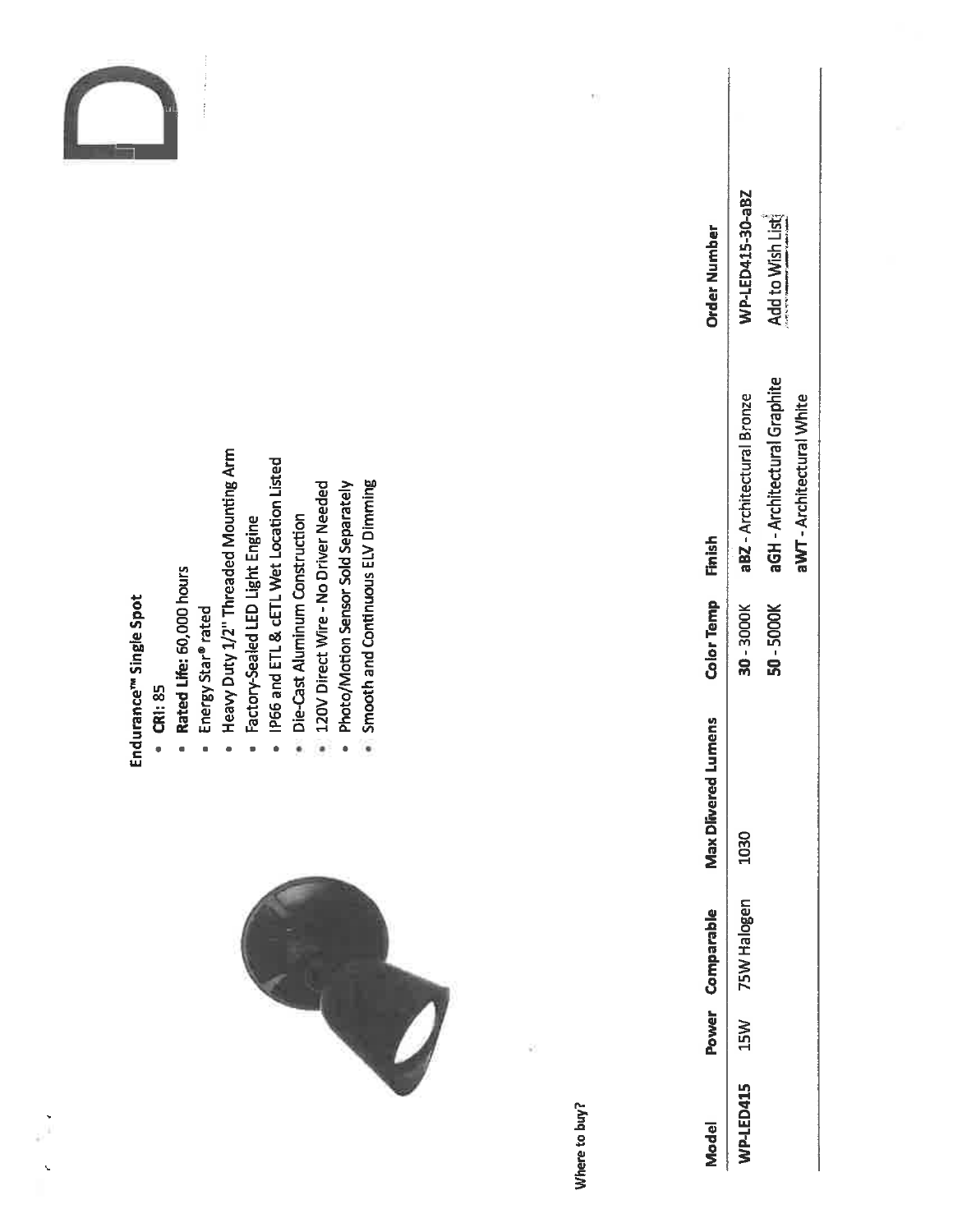Endurance™ Single Spot

- **CRI:** 85
- **Rated Life:** 60,000 hours
- Energy Star® rated
- Heavy Duty 1/2" Threaded Mounting Arm
- Factory-Sealed LED Light Engine
- IP66 and ETL & cETL Wet Location Listed
- Die-Cast Aluminum Construction
- 120V Direct Wire - No Driver Needed
- Photo/Motion Sensor Sold Separately
- Smooth and Continuous ELV Dimming

Where to buy?

| Model | Power | Comparable | Max Dlivered Lumens | Color Temp | Finish | Order Number |
|---|---|---|---|---|---|---|
| **WP-LED415** | 15W | 75W Halogen | 1030 | **30** - 3000K | **aBZ** - Architectural Bronze | **WP-LED415-30-aBZ** |
| | | | | **50** - 5000K | **aGH** - Architectural Graphite | Add to Wish List |
| | | | | | **aWT** - Architectural White | |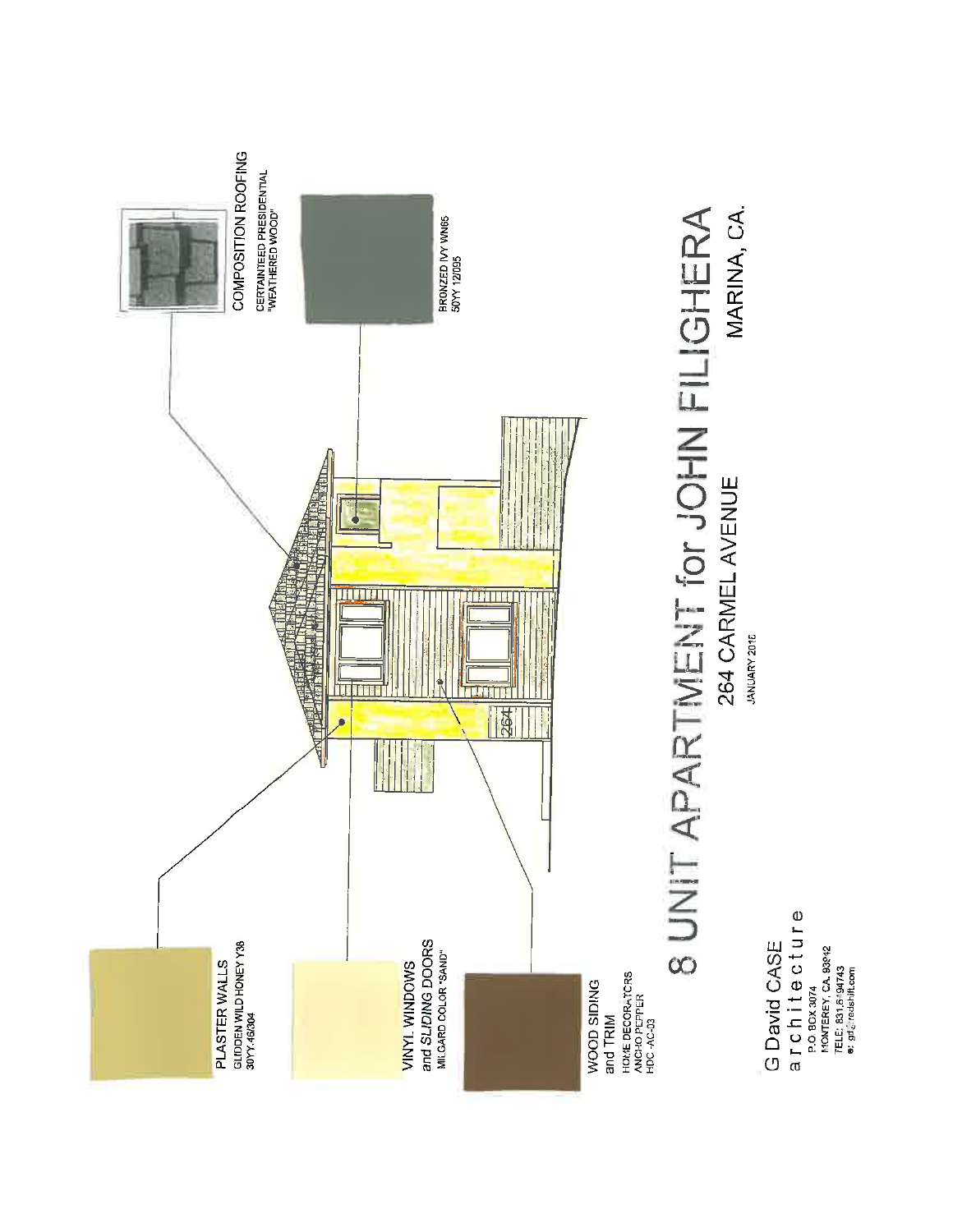PLASTER WALLS
GLIDDEN WILD HONEY Y38
30YY.46/304

VINYL WINDOWS
and SLIDING DOORS
MILGARD COLOR "SAND"

WOOD SIDING
and TRIM
HOME DECORATORS
ANCHO PEPPER
HDC-AC-03

COMPOSITION ROOFING
CERTAINTEED PRESIDENTIAL
"WEATHERED WOOD"

BRONZED IVY WN65
50YY 12/095

264

# 8 UNIT APARTMENT for JOHN FILIGHERA

## 264 CARMEL AVENUE

JANUARY 2016

## MARINA, CA.

G David CASE
architecture
P.O BOX 3074
MONTEREY, CA. 93942
TELE: 831.6494743
e: gdc@redshift.com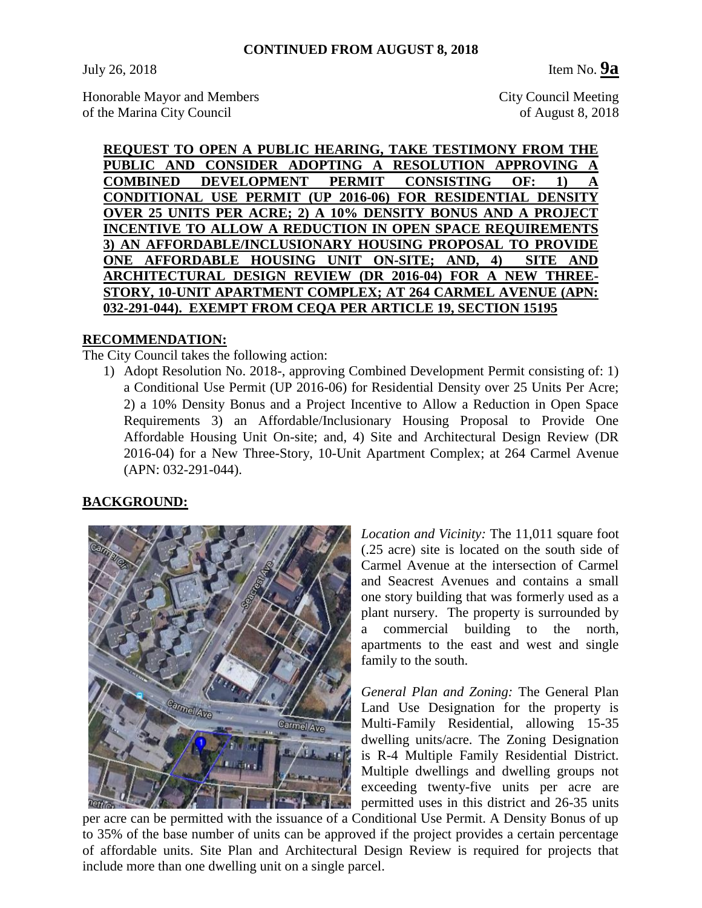**CONTINUED FROM AUGUST 8, 2018**

July 26, 2018 Item No. **9a**

Honorable Mayor and Members of the Marina City Council

City Council Meeting of August 8, 2018

**REQUEST TO OPEN A PUBLIC HEARING, TAKE TESTIMONY FROM THE PUBLIC AND CONSIDER ADOPTING A RESOLUTION APPROVING A COMBINED DEVELOPMENT PERMIT CONSISTING OF: 1) A CONDITIONAL USE PERMIT (UP 2016-06) FOR RESIDENTIAL DENSITY OVER 25 UNITS PER ACRE; 2) A 10% DENSITY BONUS AND A PROJECT INCENTIVE TO ALLOW A REDUCTION IN OPEN SPACE REQUIREMENTS 3) AN AFFORDABLE/INCLUSIONARY HOUSING PROPOSAL TO PROVIDE ONE AFFORDABLE HOUSING UNIT ON-SITE; AND, 4) SITE AND ARCHITECTURAL DESIGN REVIEW (DR 2016-04) FOR A NEW THREE-STORY, 10-UNIT APARTMENT COMPLEX; AT 264 CARMEL AVENUE (APN: 032-291-044). EXEMPT FROM CEQA PER ARTICLE 19, SECTION 15195**

## RECOMMENDATION:

The City Council takes the following action:

1) Adopt Resolution No. 2018-, approving Combined Development Permit consisting of: 1) a Conditional Use Permit (UP 2016-06) for Residential Density over 25 Units Per Acre; 2) a 10% Density Bonus and a Project Incentive to Allow a Reduction in Open Space Requirements 3) an Affordable/Inclusionary Housing Proposal to Provide One Affordable Housing Unit On-site; and, 4) Site and Architectural Design Review (DR 2016-04) for a New Three-Story, 10-Unit Apartment Complex; at 264 Carmel Avenue (APN: 032-291-044).

## BACKGROUND:

*Location and Vicinity:* The 11,011 square foot (.25 acre) site is located on the south side of Carmel Avenue at the intersection of Carmel and Seacrest Avenues and contains a small one story building that was formerly used as a plant nursery. The property is surrounded by a commercial building to the north, apartments to the east and west and single family to the south.

*General Plan and Zoning:* The General Plan Land Use Designation for the property is Multi-Family Residential, allowing 15-35 dwelling units/acre. The Zoning Designation is R-4 Multiple Family Residential District. Multiple dwellings and dwelling groups not exceeding twenty-five units per acre are permitted uses in this district and 26-35 units per acre can be permitted with the issuance of a Conditional Use Permit. A Density Bonus of up to 35% of the base number of units can be approved if the project provides a certain percentage of affordable units. Site Plan and Architectural Design Review is required for projects that include more than one dwelling unit on a single parcel.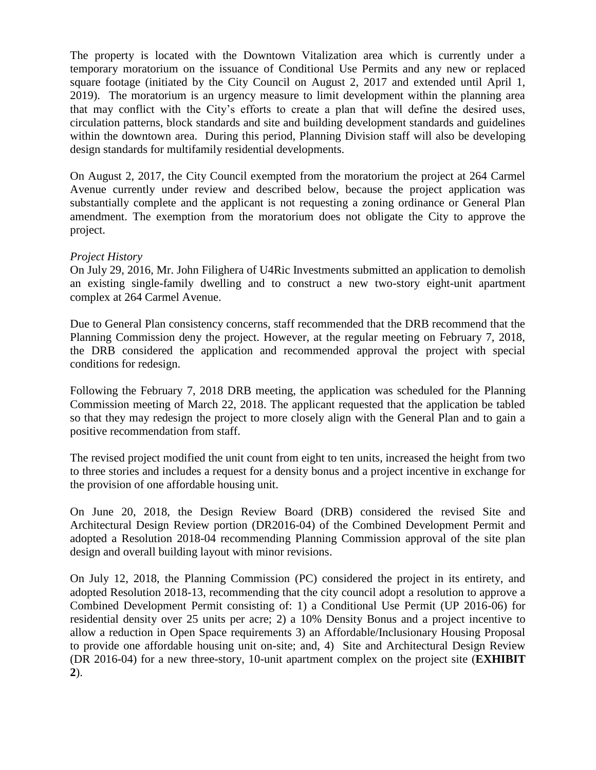The property is located with the Downtown Vitalization area which is currently under a temporary moratorium on the issuance of Conditional Use Permits and any new or replaced square footage (initiated by the City Council on August 2, 2017 and extended until April 1, 2019). The moratorium is an urgency measure to limit development within the planning area that may conflict with the City's efforts to create a plan that will define the desired uses, circulation patterns, block standards and site and building development standards and guidelines within the downtown area. During this period, Planning Division staff will also be developing design standards for multifamily residential developments.

On August 2, 2017, the City Council exempted from the moratorium the project at 264 Carmel Avenue currently under review and described below, because the project application was substantially complete and the applicant is not requesting a zoning ordinance or General Plan amendment. The exemption from the moratorium does not obligate the City to approve the project.

*Project History*

On July 29, 2016, Mr. John Filighera of U4Ric Investments submitted an application to demolish an existing single-family dwelling and to construct a new two-story eight-unit apartment complex at 264 Carmel Avenue.

Due to General Plan consistency concerns, staff recommended that the DRB recommend that the Planning Commission deny the project. However, at the regular meeting on February 7, 2018, the DRB considered the application and recommended approval the project with special conditions for redesign.

Following the February 7, 2018 DRB meeting, the application was scheduled for the Planning Commission meeting of March 22, 2018. The applicant requested that the application be tabled so that they may redesign the project to more closely align with the General Plan and to gain a positive recommendation from staff.

The revised project modified the unit count from eight to ten units, increased the height from two to three stories and includes a request for a density bonus and a project incentive in exchange for the provision of one affordable housing unit.

On June 20, 2018, the Design Review Board (DRB) considered the revised Site and Architectural Design Review portion (DR2016-04) of the Combined Development Permit and adopted a Resolution 2018-04 recommending Planning Commission approval of the site plan design and overall building layout with minor revisions.

On July 12, 2018, the Planning Commission (PC) considered the project in its entirety, and adopted Resolution 2018-13, recommending that the city council adopt a resolution to approve a Combined Development Permit consisting of: 1) a Conditional Use Permit (UP 2016-06) for residential density over 25 units per acre; 2) a 10% Density Bonus and a project incentive to allow a reduction in Open Space requirements 3) an Affordable/Inclusionary Housing Proposal to provide one affordable housing unit on-site; and, 4) Site and Architectural Design Review (DR 2016-04) for a new three-story, 10-unit apartment complex on the project site (**EXHIBIT 2**).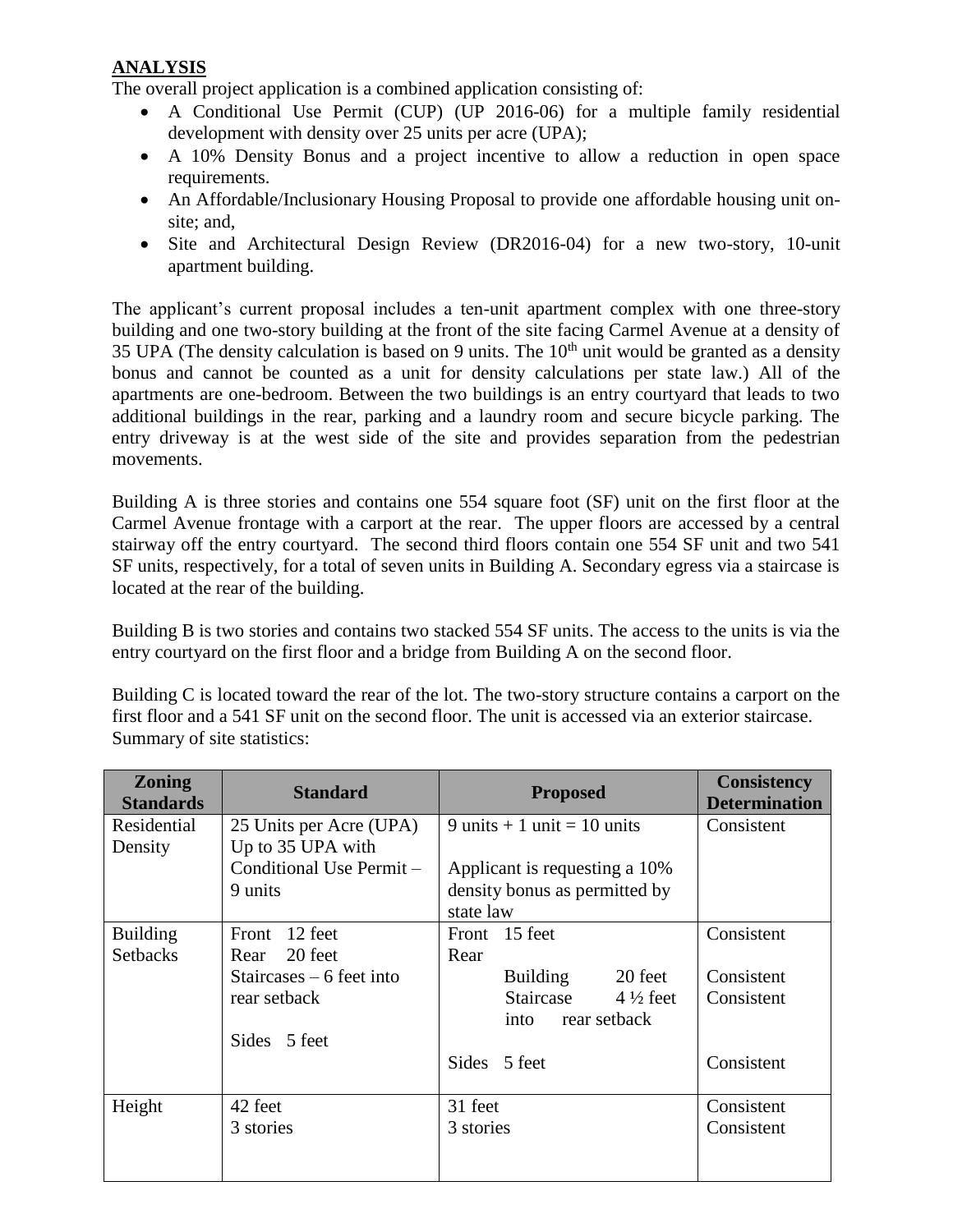## ANALYSIS

The overall project application is a combined application consisting of:

- A Conditional Use Permit (CUP) (UP 2016-06) for a multiple family residential development with density over 25 units per acre (UPA);
- A 10% Density Bonus and a project incentive to allow a reduction in open space requirements.
- An Affordable/Inclusionary Housing Proposal to provide one affordable housing unit on-site; and,
- Site and Architectural Design Review (DR2016-04) for a new two-story, 10-unit apartment building.

The applicant's current proposal includes a ten-unit apartment complex with one three-story building and one two-story building at the front of the site facing Carmel Avenue at a density of 35 UPA (The density calculation is based on 9 units. The 10th unit would be granted as a density bonus and cannot be counted as a unit for density calculations per state law.) All of the apartments are one-bedroom. Between the two buildings is an entry courtyard that leads to two additional buildings in the rear, parking and a laundry room and secure bicycle parking. The entry driveway is at the west side of the site and provides separation from the pedestrian movements.

Building A is three stories and contains one 554 square foot (SF) unit on the first floor at the Carmel Avenue frontage with a carport at the rear. The upper floors are accessed by a central stairway off the entry courtyard. The second third floors contain one 554 SF unit and two 541 SF units, respectively, for a total of seven units in Building A. Secondary egress via a staircase is located at the rear of the building.

Building B is two stories and contains two stacked 554 SF units. The access to the units is via the entry courtyard on the first floor and a bridge from Building A on the second floor.

Building C is located toward the rear of the lot. The two-story structure contains a carport on the first floor and a 541 SF unit on the second floor. The unit is accessed via an exterior staircase.

Summary of site statistics:

| Zoning Standards | Standard | Proposed | Consistency Determination |
|---|---|---|---|
| Residential Density | 25 Units per Acre (UPA) Up to 35 UPA with Conditional Use Permit – 9 units | 9 units + 1 unit = 10 units<br><br>Applicant is requesting a 10% density bonus as permitted by state law | Consistent |
| Building Setbacks | Front 12 feet<br>Rear 20 feet<br>Staircases – 6 feet into rear setback<br><br>Sides 5 feet | Front 15 feet<br>Rear<br>Building 20 feet<br>Staircase 4 ½ feet into rear setback<br><br>Sides 5 feet | Consistent<br><br>Consistent<br>Consistent<br><br>Consistent |
| Height | 42 feet<br>3 stories | 31 feet<br>3 stories | Consistent<br>Consistent |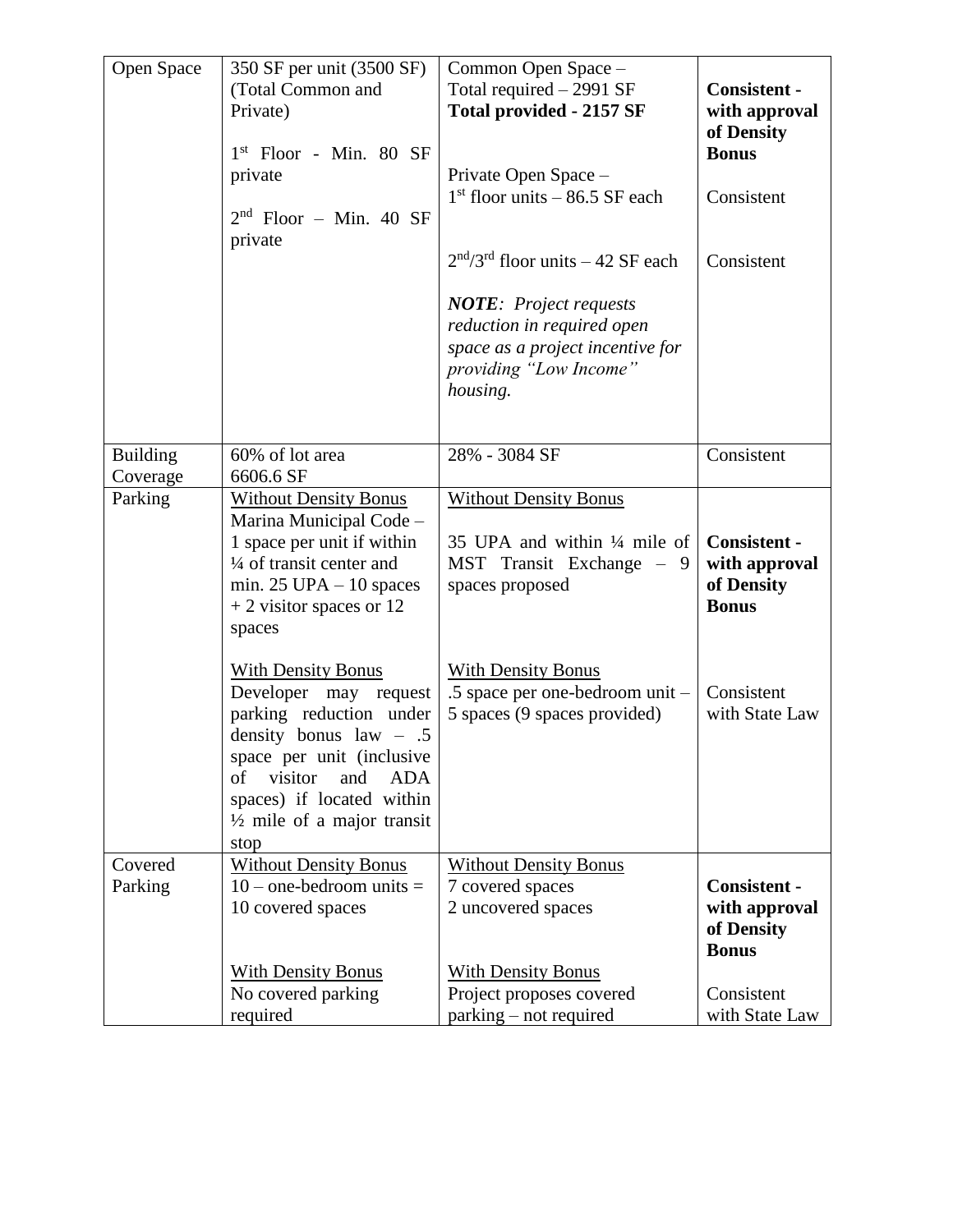| Open Space | 350 SF per unit (3500 SF) (Total Common and Private)<br><br>1st Floor - Min. 80 SF private<br><br>2nd Floor – Min. 40 SF private | Common Open Space –<br>Total required – 2991 SF<br>**Total provided - 2157 SF**<br><br>Private Open Space –<br>1st floor units – 86.5 SF each<br><br>2nd/3rd floor units – 42 SF each<br><br>***NOTE**: Project requests reduction in required open space as a project incentive for providing "Low Income" housing.* | **Consistent - with approval of Density Bonus**<br><br>Consistent<br><br>Consistent |
|---|---|---|---|
| Building Coverage | 60% of lot area<br>6606.6 SF | 28% - 3084 SF | Consistent |
| Parking | <u>Without Density Bonus</u><br>Marina Municipal Code – 1 space per unit if within ¼ of transit center and min. 25 UPA – 10 spaces + 2 visitor spaces or 12 spaces<br><br><u>With Density Bonus</u><br>Developer may request parking reduction under density bonus law – .5 space per unit (inclusive of visitor and ADA spaces) if located within ½ mile of a major transit stop | <u>Without Density Bonus</u><br><br>35 UPA and within ¼ mile of MST Transit Exchange – 9 spaces proposed<br><br><u>With Density Bonus</u><br>.5 space per one-bedroom unit – 5 spaces (9 spaces provided) | **Consistent - with approval of Density Bonus**<br><br>Consistent with State Law |
| Covered Parking | <u>Without Density Bonus</u><br>10 – one-bedroom units = 10 covered spaces<br><br><u>With Density Bonus</u><br>No covered parking required | <u>Without Density Bonus</u><br>7 covered spaces<br>2 uncovered spaces<br><br><u>With Density Bonus</u><br>Project proposes covered parking – not required | **Consistent - with approval of Density Bonus**<br><br>Consistent with State Law |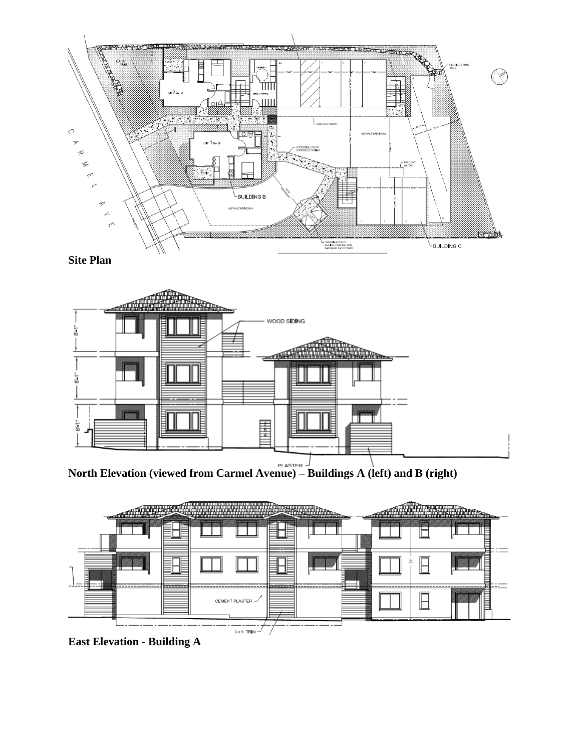**Site Plan**

**North Elevation (viewed from Carmel Avenue) – Buildings A (left) and B (right)**

**East Elevation - Building A**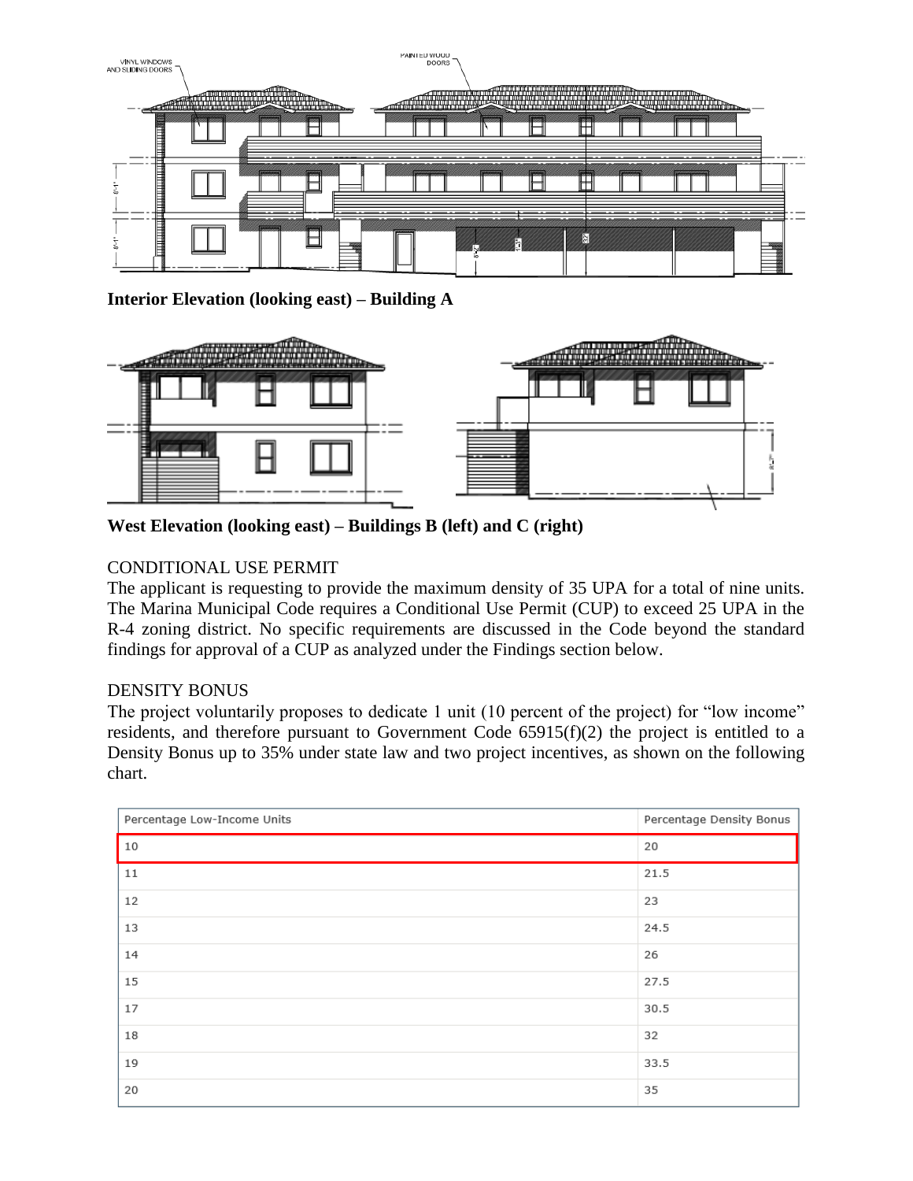VINYL WINDOWS AND SLIDING DOORS

PAINTED WOOD DOORS

**Interior Elevation (looking east) – Building A**

**West Elevation (looking east) – Buildings B (left) and C (right)**

CONDITIONAL USE PERMIT

The applicant is requesting to provide the maximum density of 35 UPA for a total of nine units. The Marina Municipal Code requires a Conditional Use Permit (CUP) to exceed 25 UPA in the R-4 zoning district. No specific requirements are discussed in the Code beyond the standard findings for approval of a CUP as analyzed under the Findings section below.

DENSITY BONUS

The project voluntarily proposes to dedicate 1 unit (10 percent of the project) for "low income" residents, and therefore pursuant to Government Code 65915(f)(2) the project is entitled to a Density Bonus up to 35% under state law and two project incentives, as shown on the following chart.

| Percentage Low-Income Units | Percentage Density Bonus |
| --- | --- |
| 10 | 20 |
| 11 | 21.5 |
| 12 | 23 |
| 13 | 24.5 |
| 14 | 26 |
| 15 | 27.5 |
| 17 | 30.5 |
| 18 | 32 |
| 19 | 33.5 |
| 20 | 35 |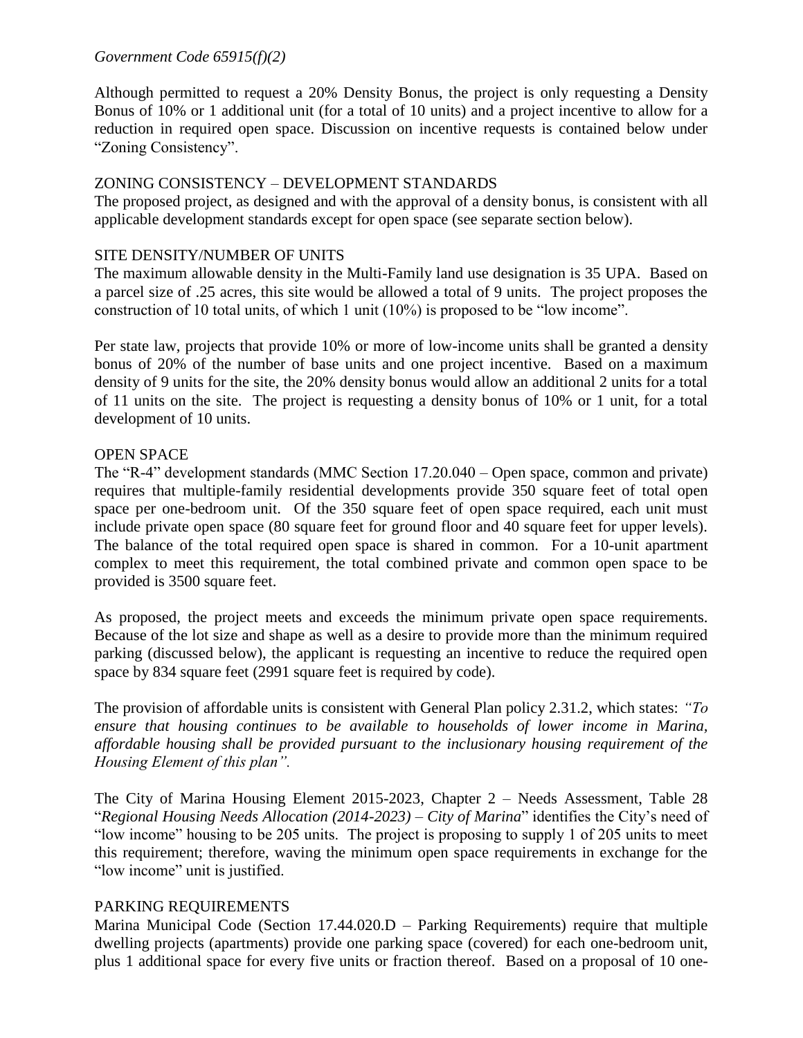*Government Code 65915(f)(2)*

Although permitted to request a 20% Density Bonus, the project is only requesting a Density Bonus of 10% or 1 additional unit (for a total of 10 units) and a project incentive to allow for a reduction in required open space. Discussion on incentive requests is contained below under "Zoning Consistency".

ZONING CONSISTENCY – DEVELOPMENT STANDARDS

The proposed project, as designed and with the approval of a density bonus, is consistent with all applicable development standards except for open space (see separate section below).

SITE DENSITY/NUMBER OF UNITS

The maximum allowable density in the Multi-Family land use designation is 35 UPA. Based on a parcel size of .25 acres, this site would be allowed a total of 9 units. The project proposes the construction of 10 total units, of which 1 unit (10%) is proposed to be "low income".

Per state law, projects that provide 10% or more of low-income units shall be granted a density bonus of 20% of the number of base units and one project incentive. Based on a maximum density of 9 units for the site, the 20% density bonus would allow an additional 2 units for a total of 11 units on the site. The project is requesting a density bonus of 10% or 1 unit, for a total development of 10 units.

OPEN SPACE

The "R-4" development standards (MMC Section 17.20.040 – Open space, common and private) requires that multiple-family residential developments provide 350 square feet of total open space per one-bedroom unit. Of the 350 square feet of open space required, each unit must include private open space (80 square feet for ground floor and 40 square feet for upper levels). The balance of the total required open space is shared in common. For a 10-unit apartment complex to meet this requirement, the total combined private and common open space to be provided is 3500 square feet.

As proposed, the project meets and exceeds the minimum private open space requirements. Because of the lot size and shape as well as a desire to provide more than the minimum required parking (discussed below), the applicant is requesting an incentive to reduce the required open space by 834 square feet (2991 square feet is required by code).

The provision of affordable units is consistent with General Plan policy 2.31.2, which states: *"To ensure that housing continues to be available to households of lower income in Marina, affordable housing shall be provided pursuant to the inclusionary housing requirement of the Housing Element of this plan".*

The City of Marina Housing Element 2015-2023, Chapter 2 – Needs Assessment, Table 28 "*Regional Housing Needs Allocation (2014-2023) – City of Marina*" identifies the City's need of "low income" housing to be 205 units. The project is proposing to supply 1 of 205 units to meet this requirement; therefore, waving the minimum open space requirements in exchange for the "low income" unit is justified.

PARKING REQUIREMENTS

Marina Municipal Code (Section 17.44.020.D – Parking Requirements) require that multiple dwelling projects (apartments) provide one parking space (covered) for each one-bedroom unit, plus 1 additional space for every five units or fraction thereof. Based on a proposal of 10 one-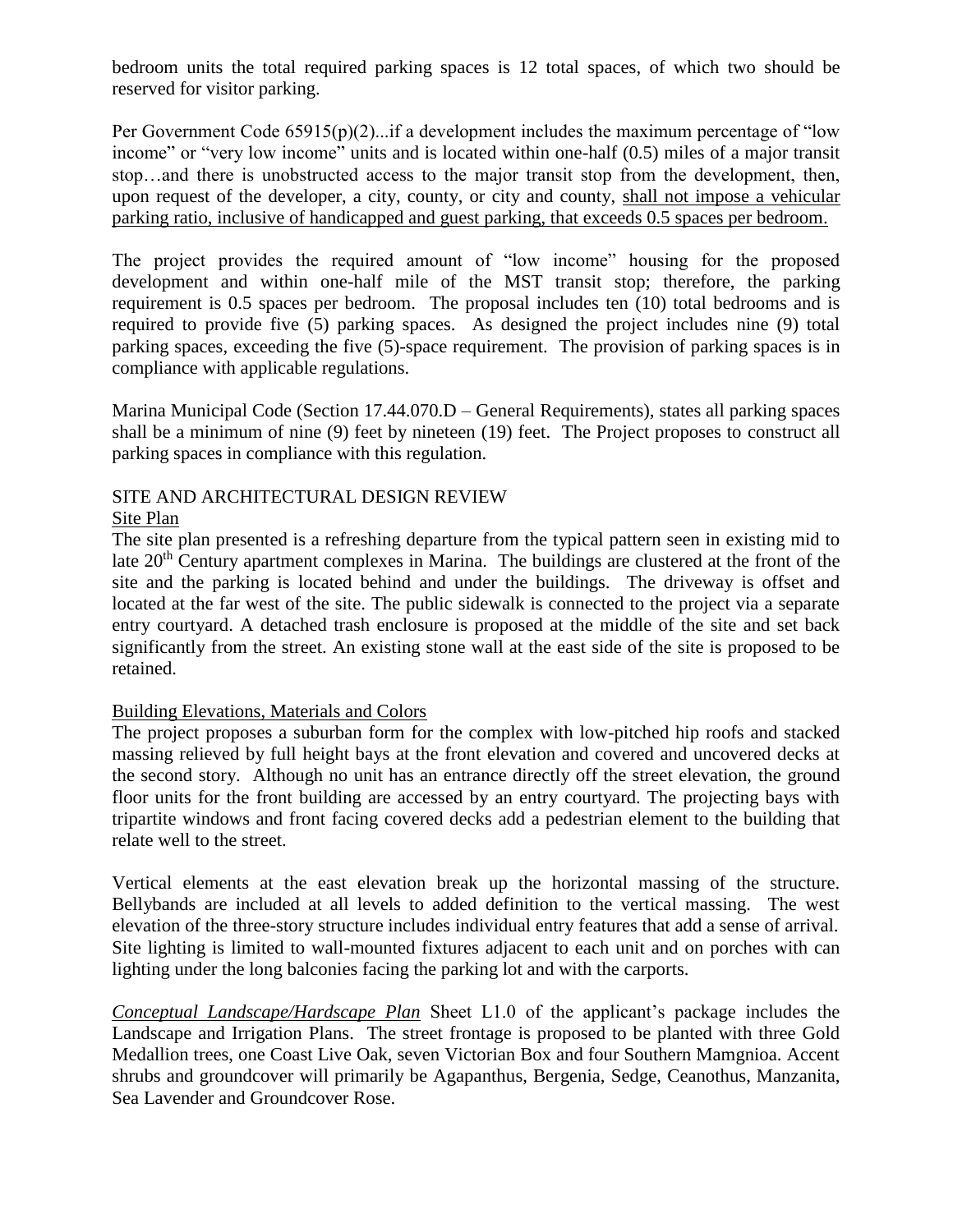bedroom units the total required parking spaces is 12 total spaces, of which two should be reserved for visitor parking.

Per Government Code 65915(p)(2)...if a development includes the maximum percentage of "low income" or "very low income" units and is located within one-half (0.5) miles of a major transit stop…and there is unobstructed access to the major transit stop from the development, then, upon request of the developer, a city, county, or city and county, shall not impose a vehicular parking ratio, inclusive of handicapped and guest parking, that exceeds 0.5 spaces per bedroom.

The project provides the required amount of "low income" housing for the proposed development and within one-half mile of the MST transit stop; therefore, the parking requirement is 0.5 spaces per bedroom. The proposal includes ten (10) total bedrooms and is required to provide five (5) parking spaces. As designed the project includes nine (9) total parking spaces, exceeding the five (5)-space requirement. The provision of parking spaces is in compliance with applicable regulations.

Marina Municipal Code (Section 17.44.070.D – General Requirements), states all parking spaces shall be a minimum of nine (9) feet by nineteen (19) feet. The Project proposes to construct all parking spaces in compliance with this regulation.

## SITE AND ARCHITECTURAL DESIGN REVIEW

### Site Plan

The site plan presented is a refreshing departure from the typical pattern seen in existing mid to late 20th Century apartment complexes in Marina. The buildings are clustered at the front of the site and the parking is located behind and under the buildings. The driveway is offset and located at the far west of the site. The public sidewalk is connected to the project via a separate entry courtyard. A detached trash enclosure is proposed at the middle of the site and set back significantly from the street. An existing stone wall at the east side of the site is proposed to be retained.

### Building Elevations, Materials and Colors

The project proposes a suburban form for the complex with low-pitched hip roofs and stacked massing relieved by full height bays at the front elevation and covered and uncovered decks at the second story. Although no unit has an entrance directly off the street elevation, the ground floor units for the front building are accessed by an entry courtyard. The projecting bays with tripartite windows and front facing covered decks add a pedestrian element to the building that relate well to the street.

Vertical elements at the east elevation break up the horizontal massing of the structure. Bellybands are included at all levels to added definition to the vertical massing. The west elevation of the three-story structure includes individual entry features that add a sense of arrival. Site lighting is limited to wall-mounted fixtures adjacent to each unit and on porches with can lighting under the long balconies facing the parking lot and with the carports.

*Conceptual Landscape/Hardscape Plan* Sheet L1.0 of the applicant's package includes the Landscape and Irrigation Plans. The street frontage is proposed to be planted with three Gold Medallion trees, one Coast Live Oak, seven Victorian Box and four Southern Mamgnioa. Accent shrubs and groundcover will primarily be Agapanthus, Bergenia, Sedge, Ceanothus, Manzanita, Sea Lavender and Groundcover Rose.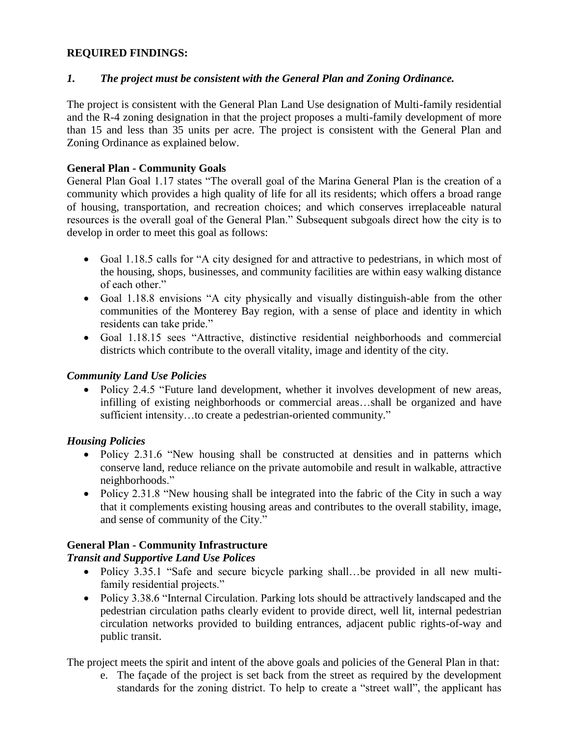**REQUIRED FINDINGS:**

### *1. The project must be consistent with the General Plan and Zoning Ordinance.*

The project is consistent with the General Plan Land Use designation of Multi-family residential and the R-4 zoning designation in that the project proposes a multi-family development of more than 15 and less than 35 units per acre. The project is consistent with the General Plan and Zoning Ordinance as explained below.

**General Plan - Community Goals**

General Plan Goal 1.17 states "The overall goal of the Marina General Plan is the creation of a community which provides a high quality of life for all its residents; which offers a broad range of housing, transportation, and recreation choices; and which conserves irreplaceable natural resources is the overall goal of the General Plan." Subsequent subgoals direct how the city is to develop in order to meet this goal as follows:

- Goal 1.18.5 calls for "A city designed for and attractive to pedestrians, in which most of the housing, shops, businesses, and community facilities are within easy walking distance of each other."
- Goal 1.18.8 envisions "A city physically and visually distinguish-able from the other communities of the Monterey Bay region, with a sense of place and identity in which residents can take pride."
- Goal 1.18.15 sees "Attractive, distinctive residential neighborhoods and commercial districts which contribute to the overall vitality, image and identity of the city.

***Community Land Use Policies***

- Policy 2.4.5 "Future land development, whether it involves development of new areas, infilling of existing neighborhoods or commercial areas…shall be organized and have sufficient intensity…to create a pedestrian-oriented community."

***Housing Policies***

- Policy 2.31.6 "New housing shall be constructed at densities and in patterns which conserve land, reduce reliance on the private automobile and result in walkable, attractive neighborhoods."
- Policy 2.31.8 "New housing shall be integrated into the fabric of the City in such a way that it complements existing housing areas and contributes to the overall stability, image, and sense of community of the City."

**General Plan - Community Infrastructure**

***Transit and Supportive Land Use Polices***

- Policy 3.35.1 "Safe and secure bicycle parking shall…be provided in all new multi-family residential projects."
- Policy 3.38.6 "Internal Circulation. Parking lots should be attractively landscaped and the pedestrian circulation paths clearly evident to provide direct, well lit, internal pedestrian circulation networks provided to building entrances, adjacent public rights-of-way and public transit.

The project meets the spirit and intent of the above goals and policies of the General Plan in that:

e. The façade of the project is set back from the street as required by the development standards for the zoning district. To help to create a "street wall", the applicant has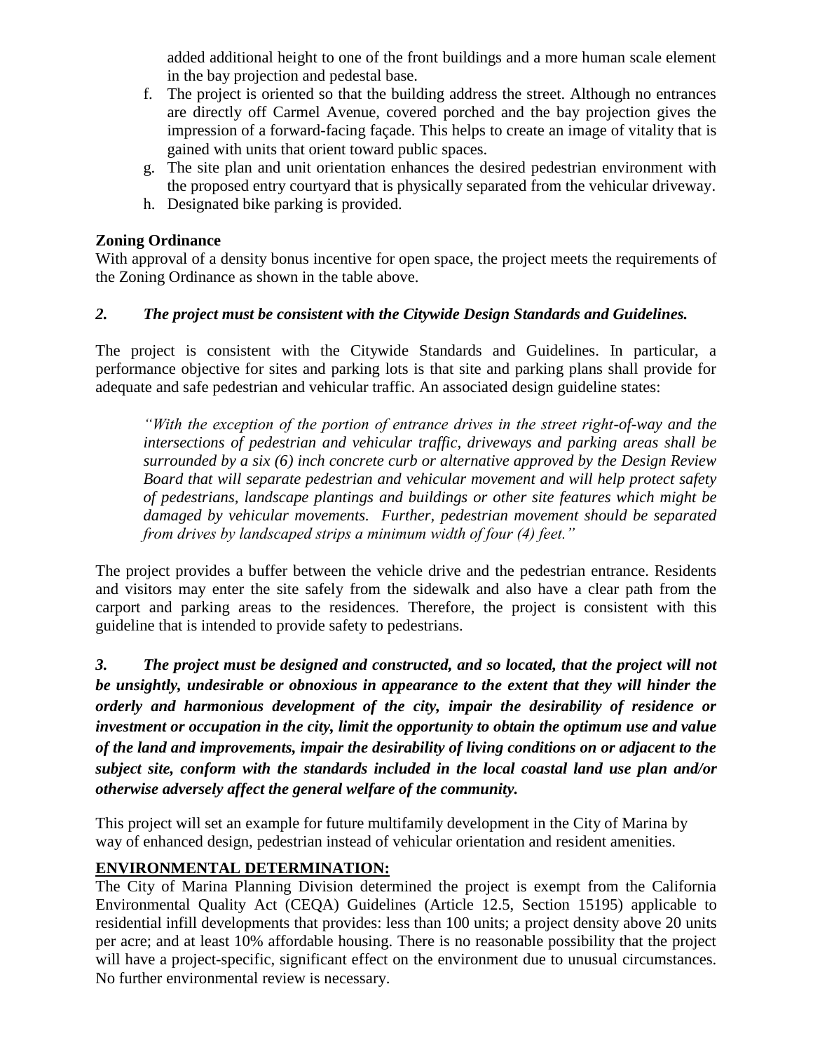added additional height to one of the front buildings and a more human scale element in the bay projection and pedestal base.

f. The project is oriented so that the building address the street. Although no entrances are directly off Carmel Avenue, covered porched and the bay projection gives the impression of a forward-facing façade. This helps to create an image of vitality that is gained with units that orient toward public spaces.
g. The site plan and unit orientation enhances the desired pedestrian environment with the proposed entry courtyard that is physically separated from the vehicular driveway.
h. Designated bike parking is provided.

**Zoning Ordinance**

With approval of a density bonus incentive for open space, the project meets the requirements of the Zoning Ordinance as shown in the table above.

***2. The project must be consistent with the Citywide Design Standards and Guidelines.***

The project is consistent with the Citywide Standards and Guidelines. In particular, a performance objective for sites and parking lots is that site and parking plans shall provide for adequate and safe pedestrian and vehicular traffic. An associated design guideline states:

> *"With the exception of the portion of entrance drives in the street right-of-way and the intersections of pedestrian and vehicular traffic, driveways and parking areas shall be surrounded by a six (6) inch concrete curb or alternative approved by the Design Review Board that will separate pedestrian and vehicular movement and will help protect safety of pedestrians, landscape plantings and buildings or other site features which might be damaged by vehicular movements. Further, pedestrian movement should be separated from drives by landscaped strips a minimum width of four (4) feet."*

The project provides a buffer between the vehicle drive and the pedestrian entrance. Residents and visitors may enter the site safely from the sidewalk and also have a clear path from the carport and parking areas to the residences. Therefore, the project is consistent with this guideline that is intended to provide safety to pedestrians.

***3. The project must be designed and constructed, and so located, that the project will not be unsightly, undesirable or obnoxious in appearance to the extent that they will hinder the orderly and harmonious development of the city, impair the desirability of residence or investment or occupation in the city, limit the opportunity to obtain the optimum use and value of the land and improvements, impair the desirability of living conditions on or adjacent to the subject site, conform with the standards included in the local coastal land use plan and/or otherwise adversely affect the general welfare of the community.***

This project will set an example for future multifamily development in the City of Marina by way of enhanced design, pedestrian instead of vehicular orientation and resident amenities.

**ENVIRONMENTAL DETERMINATION:**

The City of Marina Planning Division determined the project is exempt from the California Environmental Quality Act (CEQA) Guidelines (Article 12.5, Section 15195) applicable to residential infill developments that provides: less than 100 units; a project density above 20 units per acre; and at least 10% affordable housing. There is no reasonable possibility that the project will have a project-specific, significant effect on the environment due to unusual circumstances. No further environmental review is necessary.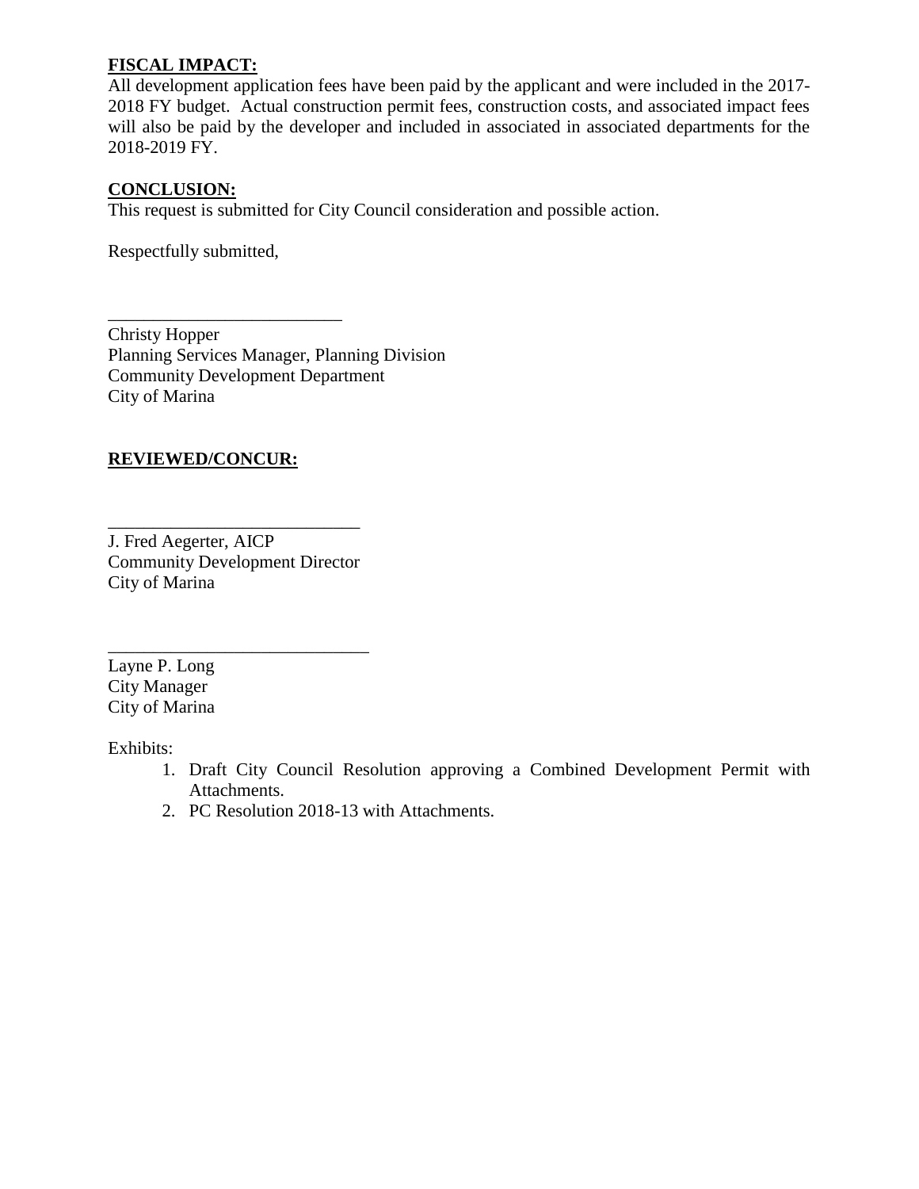**FISCAL IMPACT:**
All development application fees have been paid by the applicant and were included in the 2017-2018 FY budget. Actual construction permit fees, construction costs, and associated impact fees will also be paid by the developer and included in associated in associated departments for the 2018-2019 FY.

**CONCLUSION:**
This request is submitted for City Council consideration and possible action.

Respectfully submitted,

\_\_\_\_\_\_\_\_\_\_\_\_\_\_\_\_\_\_\_\_\_\_\_\_\_\_
Christy Hopper
Planning Services Manager, Planning Division
Community Development Department
City of Marina

**REVIEWED/CONCUR:**

\_\_\_\_\_\_\_\_\_\_\_\_\_\_\_\_\_\_\_\_\_\_\_\_\_\_\_\_
J. Fred Aegerter, AICP
Community Development Director
City of Marina

\_\_\_\_\_\_\_\_\_\_\_\_\_\_\_\_\_\_\_\_\_\_\_\_\_\_\_\_\_
Layne P. Long
City Manager
City of Marina

Exhibits:

1. Draft City Council Resolution approving a Combined Development Permit with Attachments.
2. PC Resolution 2018-13 with Attachments.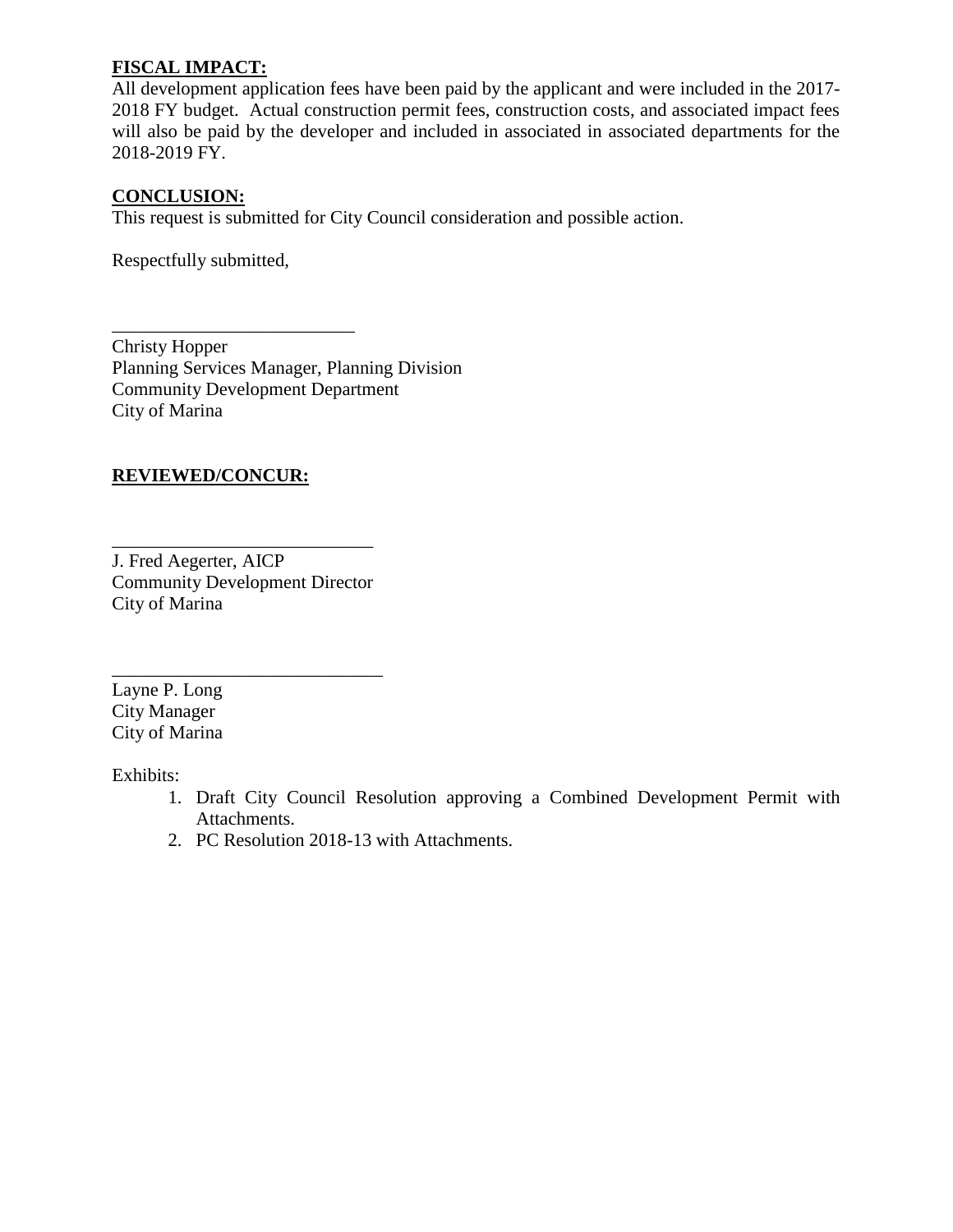**FISCAL IMPACT:**

All development application fees have been paid by the applicant and were included in the 2017-2018 FY budget. Actual construction permit fees, construction costs, and associated impact fees will also be paid by the developer and included in associated in associated departments for the 2018-2019 FY.

**CONCLUSION:**

This request is submitted for City Council consideration and possible action.

Respectfully submitted,

\_\_\_\_\_\_\_\_\_\_\_\_\_\_\_\_\_\_\_\_\_\_\_\_\_\_

Christy Hopper
Planning Services Manager, Planning Division
Community Development Department
City of Marina

**REVIEWED/CONCUR:**

\_\_\_\_\_\_\_\_\_\_\_\_\_\_\_\_\_\_\_\_\_\_\_\_\_\_\_\_

J. Fred Aegerter, AICP
Community Development Director
City of Marina

\_\_\_\_\_\_\_\_\_\_\_\_\_\_\_\_\_\_\_\_\_\_\_\_\_\_\_\_\_

Layne P. Long
City Manager
City of Marina

Exhibits:

1. Draft City Council Resolution approving a Combined Development Permit with Attachments.
2. PC Resolution 2018-13 with Attachments.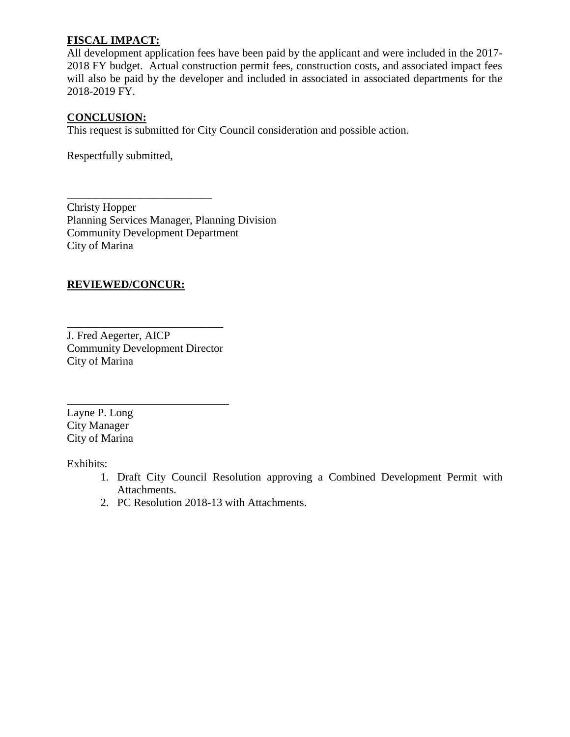**FISCAL IMPACT:**
All development application fees have been paid by the applicant and were included in the 2017-2018 FY budget. Actual construction permit fees, construction costs, and associated impact fees will also be paid by the developer and included in associated in associated departments for the 2018-2019 FY.

**CONCLUSION:**
This request is submitted for City Council consideration and possible action.

Respectfully submitted,

___________________________
Christy Hopper
Planning Services Manager, Planning Division
Community Development Department
City of Marina

**REVIEWED/CONCUR:**

_____________________________
J. Fred Aegerter, AICP
Community Development Director
City of Marina

______________________________
Layne P. Long
City Manager
City of Marina

Exhibits:

1. Draft City Council Resolution approving a Combined Development Permit with Attachments.
2. PC Resolution 2018-13 with Attachments.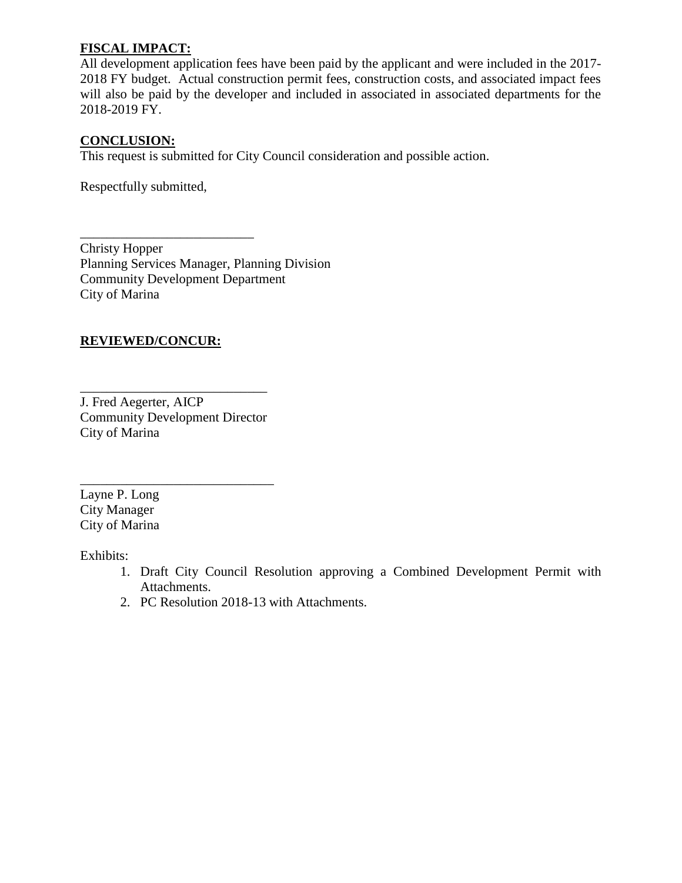**FISCAL IMPACT:**

All development application fees have been paid by the applicant and were included in the 2017-2018 FY budget. Actual construction permit fees, construction costs, and associated impact fees will also be paid by the developer and included in associated in associated departments for the 2018-2019 FY.

**CONCLUSION:**

This request is submitted for City Council consideration and possible action.

Respectfully submitted,

\_\_\_\_\_\_\_\_\_\_\_\_\_\_\_\_\_\_\_\_\_\_\_\_\_\_

Christy Hopper
Planning Services Manager, Planning Division
Community Development Department
City of Marina

**REVIEWED/CONCUR:**

\_\_\_\_\_\_\_\_\_\_\_\_\_\_\_\_\_\_\_\_\_\_\_\_\_\_\_\_

J. Fred Aegerter, AICP
Community Development Director
City of Marina

\_\_\_\_\_\_\_\_\_\_\_\_\_\_\_\_\_\_\_\_\_\_\_\_\_\_\_\_\_

Layne P. Long
City Manager
City of Marina

Exhibits:

1. Draft City Council Resolution approving a Combined Development Permit with Attachments.
2. PC Resolution 2018-13 with Attachments.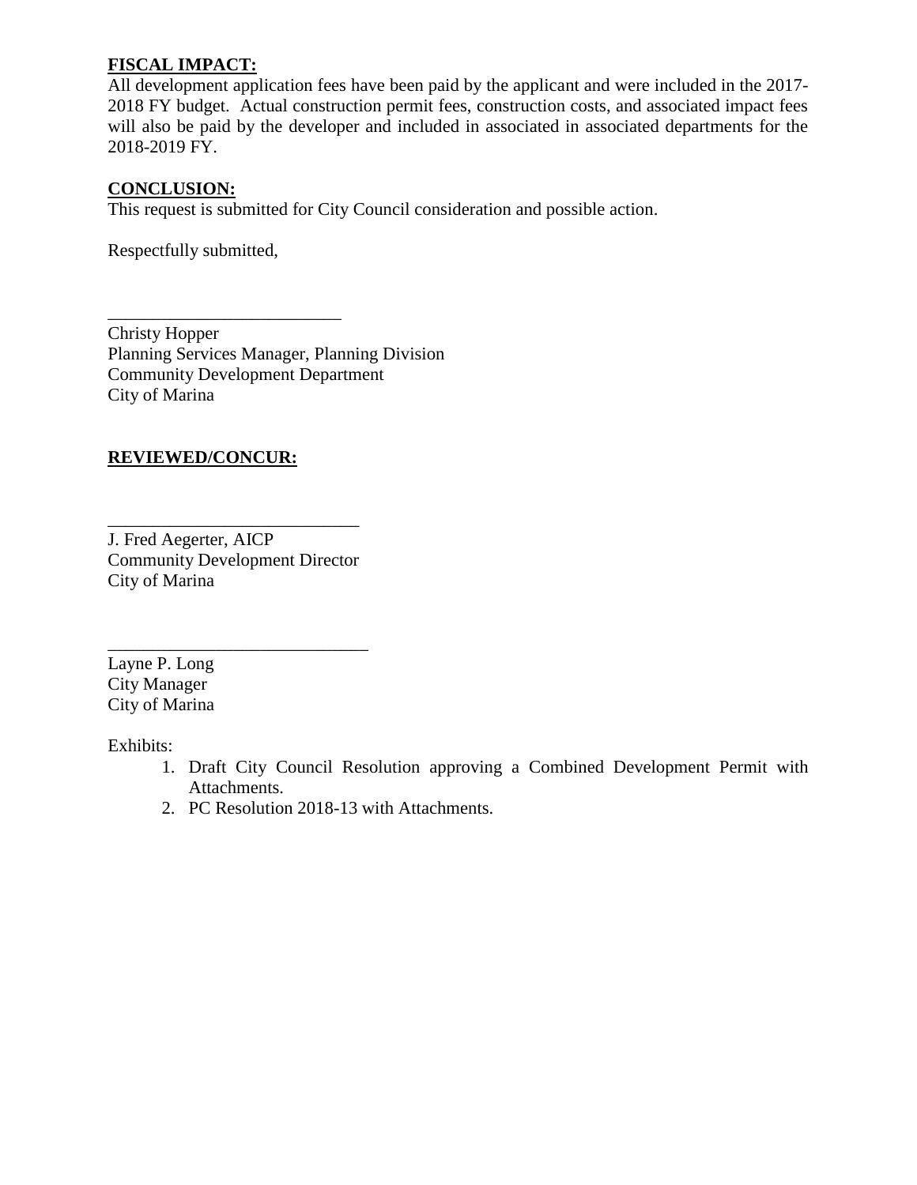**FISCAL IMPACT:**
All development application fees have been paid by the applicant and were included in the 2017-2018 FY budget. Actual construction permit fees, construction costs, and associated impact fees will also be paid by the developer and included in associated in associated departments for the 2018-2019 FY.

**CONCLUSION:**
This request is submitted for City Council consideration and possible action.

Respectfully submitted,

\_\_\_\_\_\_\_\_\_\_\_\_\_\_\_\_\_\_\_\_\_\_\_\_\_\_

Christy Hopper
Planning Services Manager, Planning Division
Community Development Department
City of Marina

**REVIEWED/CONCUR:**

\_\_\_\_\_\_\_\_\_\_\_\_\_\_\_\_\_\_\_\_\_\_\_\_\_\_\_\_

J. Fred Aegerter, AICP
Community Development Director
City of Marina

\_\_\_\_\_\_\_\_\_\_\_\_\_\_\_\_\_\_\_\_\_\_\_\_\_\_\_\_\_

Layne P. Long
City Manager
City of Marina

Exhibits:

1. Draft City Council Resolution approving a Combined Development Permit with Attachments.
2. PC Resolution 2018-13 with Attachments.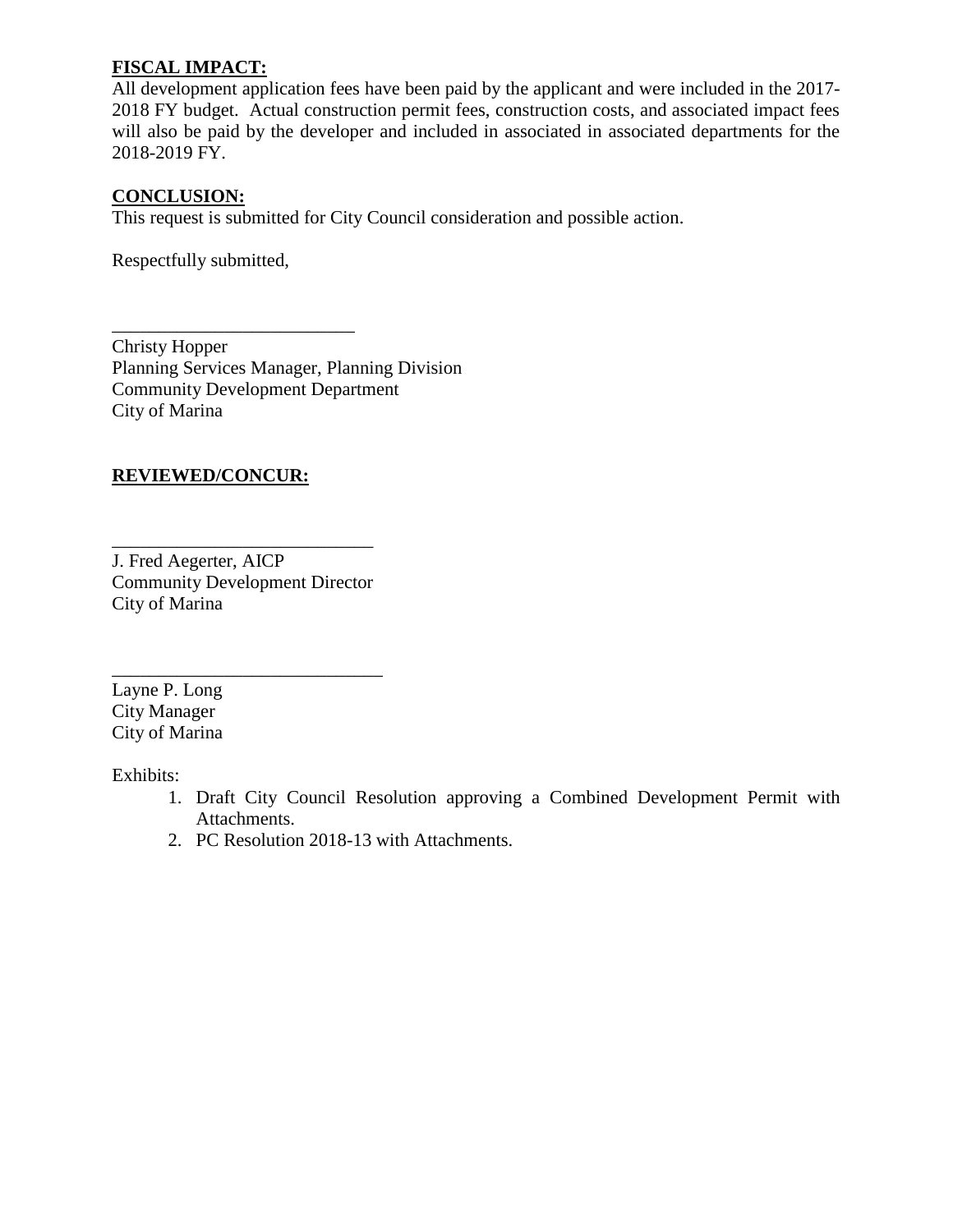**FISCAL IMPACT:**
All development application fees have been paid by the applicant and were included in the 2017-2018 FY budget. Actual construction permit fees, construction costs, and associated impact fees will also be paid by the developer and included in associated in associated departments for the 2018-2019 FY.

**CONCLUSION:**
This request is submitted for City Council consideration and possible action.

Respectfully submitted,

___________________________
Christy Hopper
Planning Services Manager, Planning Division
Community Development Department
City of Marina

**REVIEWED/CONCUR:**

_____________________________
J. Fred Aegerter, AICP
Community Development Director
City of Marina

______________________________
Layne P. Long
City Manager
City of Marina

Exhibits:

1. Draft City Council Resolution approving a Combined Development Permit with Attachments.
2. PC Resolution 2018-13 with Attachments.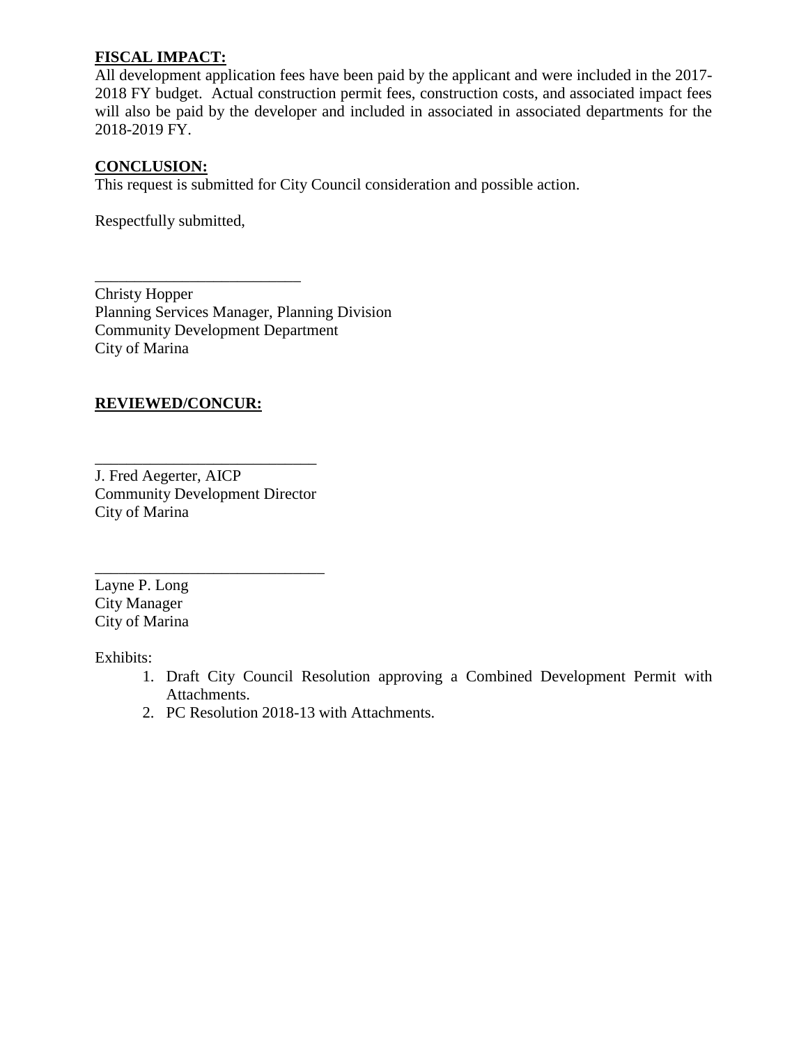**FISCAL IMPACT:**

All development application fees have been paid by the applicant and were included in the 2017-2018 FY budget. Actual construction permit fees, construction costs, and associated impact fees will also be paid by the developer and included in associated in associated departments for the 2018-2019 FY.

**CONCLUSION:**

This request is submitted for City Council consideration and possible action.

Respectfully submitted,

__________________________

Christy Hopper
Planning Services Manager, Planning Division
Community Development Department
City of Marina

**REVIEWED/CONCUR:**

____________________________

J. Fred Aegerter, AICP
Community Development Director
City of Marina

_____________________________

Layne P. Long
City Manager
City of Marina

Exhibits:

1. Draft City Council Resolution approving a Combined Development Permit with Attachments.
2. PC Resolution 2018-13 with Attachments.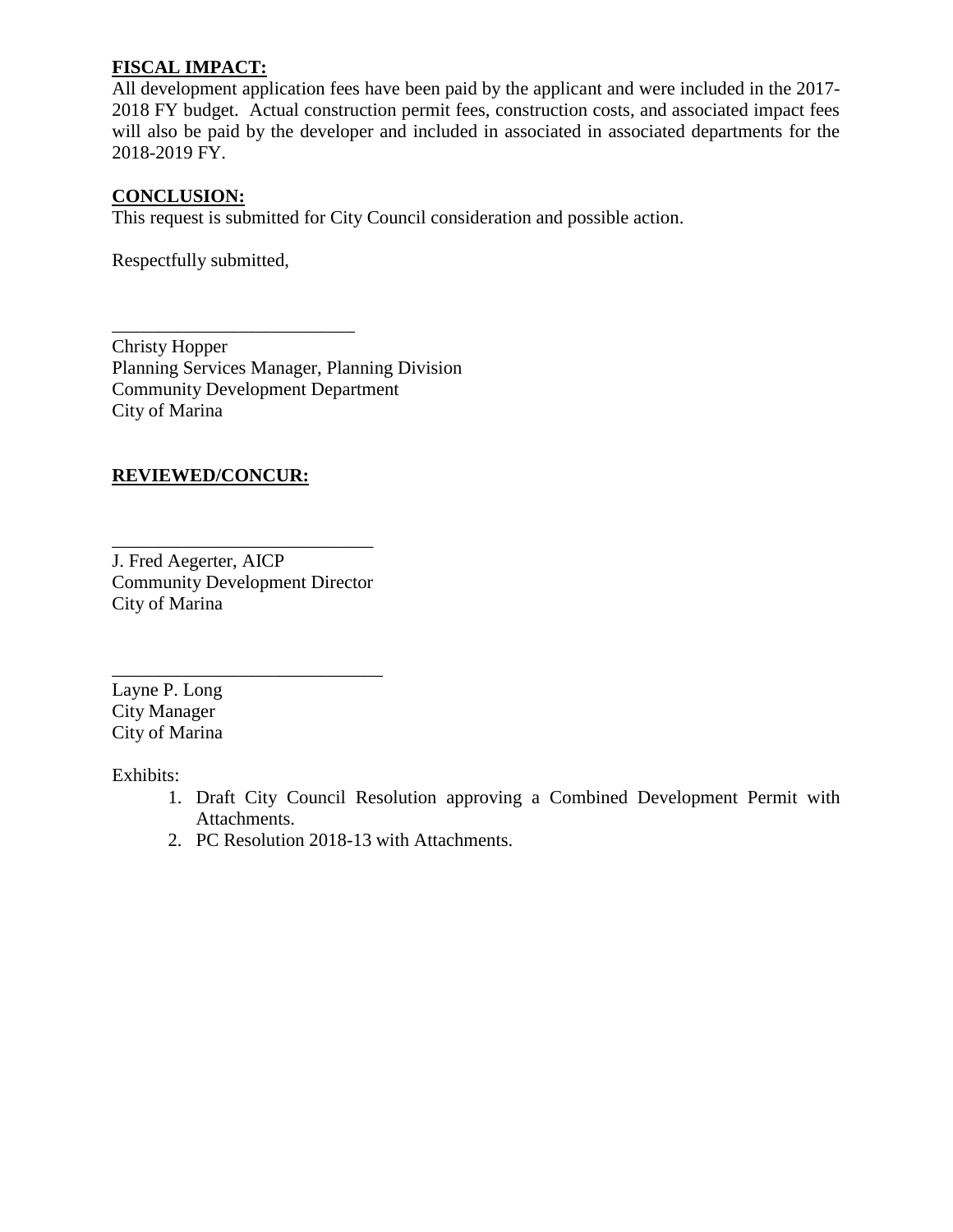**FISCAL IMPACT:**
All development application fees have been paid by the applicant and were included in the 2017-2018 FY budget. Actual construction permit fees, construction costs, and associated impact fees will also be paid by the developer and included in associated in associated departments for the 2018-2019 FY.

**CONCLUSION:**
This request is submitted for City Council consideration and possible action.

Respectfully submitted,

\_\_\_\_\_\_\_\_\_\_\_\_\_\_\_\_\_\_\_\_\_\_\_\_\_\_
Christy Hopper
Planning Services Manager, Planning Division
Community Development Department
City of Marina

**REVIEWED/CONCUR:**

\_\_\_\_\_\_\_\_\_\_\_\_\_\_\_\_\_\_\_\_\_\_\_\_\_\_\_\_
J. Fred Aegerter, AICP
Community Development Director
City of Marina

\_\_\_\_\_\_\_\_\_\_\_\_\_\_\_\_\_\_\_\_\_\_\_\_\_\_\_\_\_
Layne P. Long
City Manager
City of Marina

Exhibits:

1. Draft City Council Resolution approving a Combined Development Permit with Attachments.
2. PC Resolution 2018-13 with Attachments.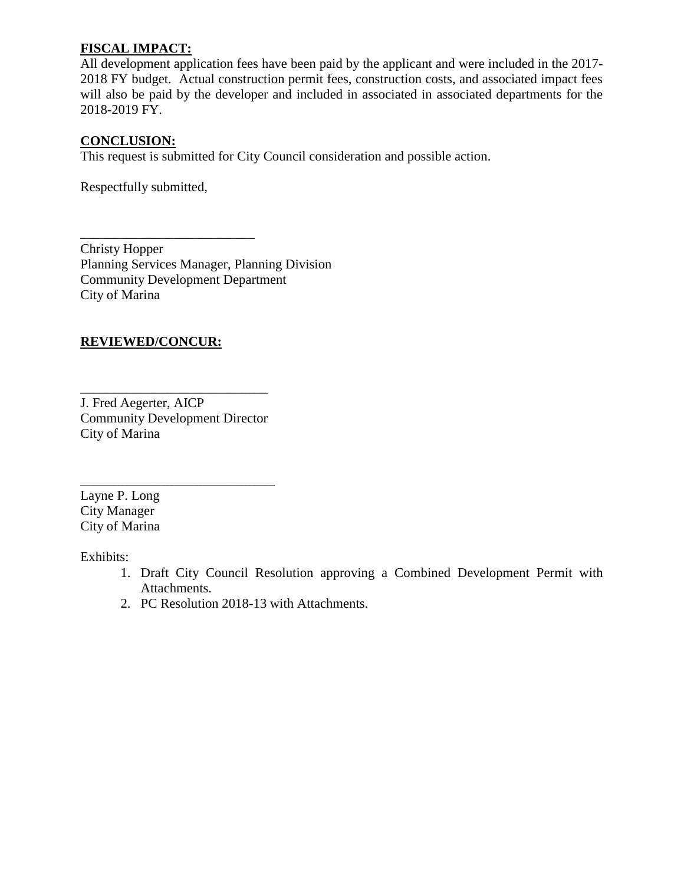**FISCAL IMPACT:**
All development application fees have been paid by the applicant and were included in the 2017-2018 FY budget. Actual construction permit fees, construction costs, and associated impact fees will also be paid by the developer and included in associated in associated departments for the 2018-2019 FY.

**CONCLUSION:**
This request is submitted for City Council consideration and possible action.

Respectfully submitted,

___________________________
Christy Hopper
Planning Services Manager, Planning Division
Community Development Department
City of Marina

**REVIEWED/CONCUR:**

_____________________________
J. Fred Aegerter, AICP
Community Development Director
City of Marina

______________________________
Layne P. Long
City Manager
City of Marina

Exhibits:

1. Draft City Council Resolution approving a Combined Development Permit with Attachments.
2. PC Resolution 2018-13 with Attachments.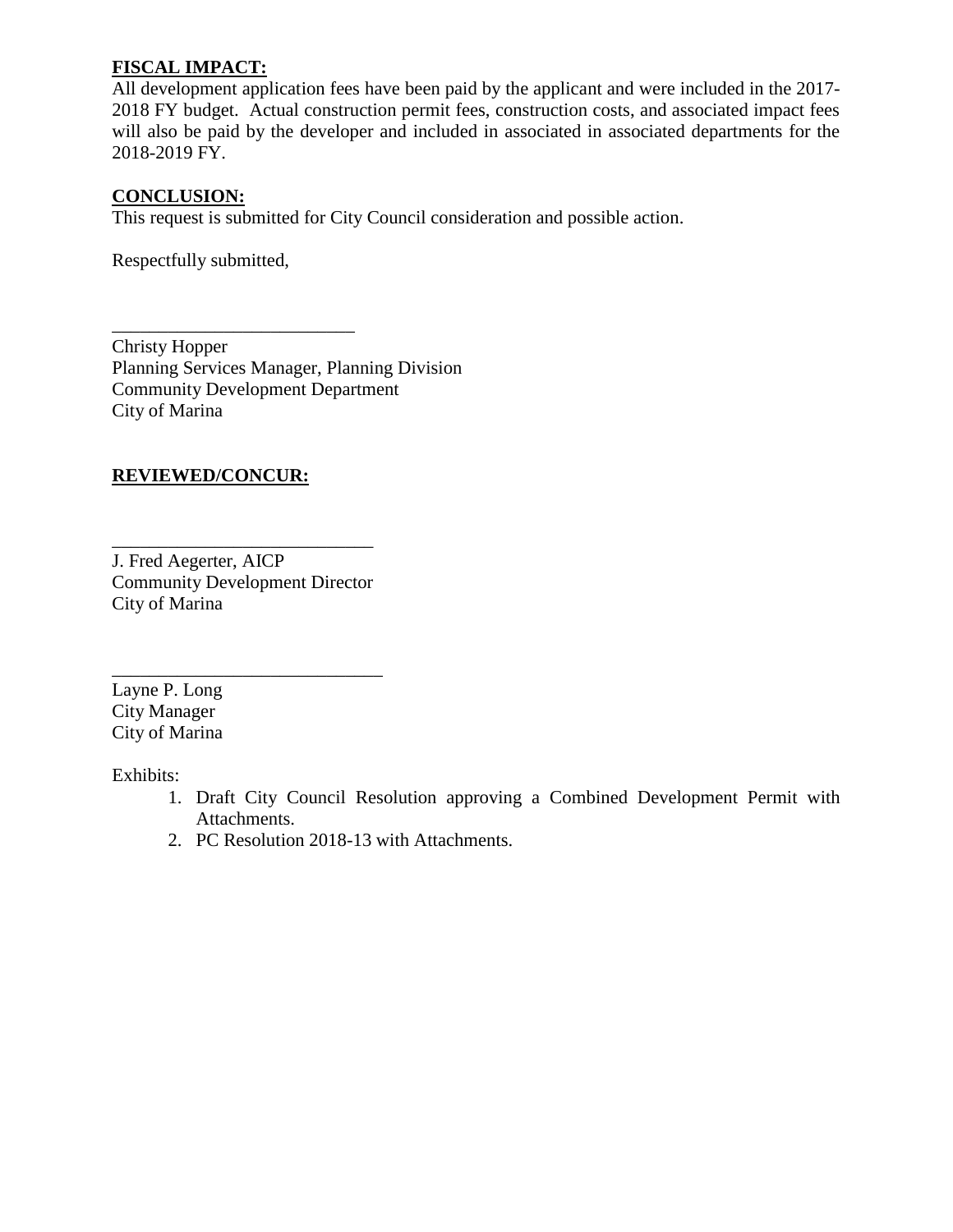**FISCAL IMPACT:**

All development application fees have been paid by the applicant and were included in the 2017-2018 FY budget. Actual construction permit fees, construction costs, and associated impact fees will also be paid by the developer and included in associated in associated departments for the 2018-2019 FY.

**CONCLUSION:**

This request is submitted for City Council consideration and possible action.

Respectfully submitted,

\_\_\_\_\_\_\_\_\_\_\_\_\_\_\_\_\_\_\_\_\_\_\_\_\_\_

Christy Hopper
Planning Services Manager, Planning Division
Community Development Department
City of Marina

**REVIEWED/CONCUR:**

\_\_\_\_\_\_\_\_\_\_\_\_\_\_\_\_\_\_\_\_\_\_\_\_\_\_\_\_

J. Fred Aegerter, AICP
Community Development Director
City of Marina

\_\_\_\_\_\_\_\_\_\_\_\_\_\_\_\_\_\_\_\_\_\_\_\_\_\_\_\_\_

Layne P. Long
City Manager
City of Marina

Exhibits:

1. Draft City Council Resolution approving a Combined Development Permit with Attachments.
2. PC Resolution 2018-13 with Attachments.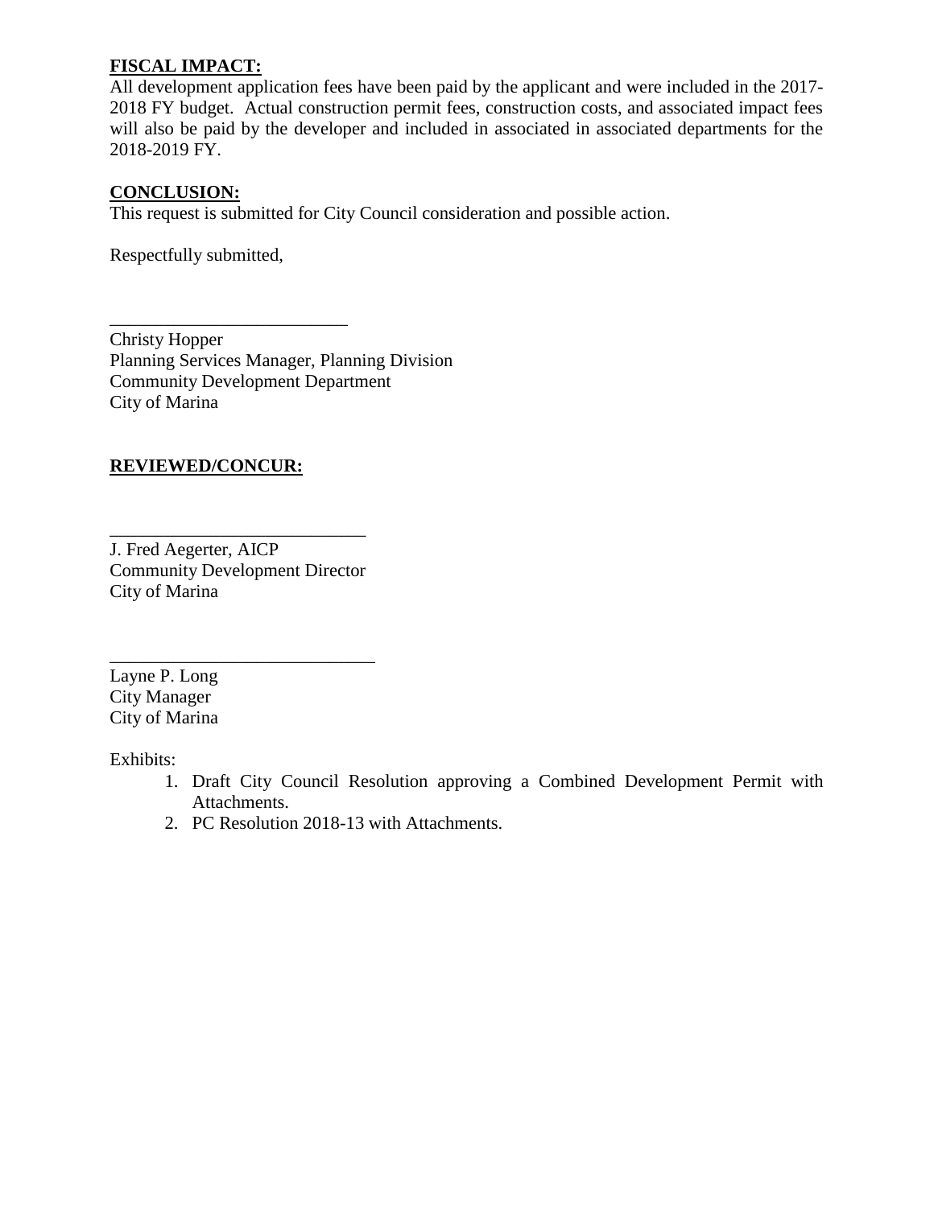**FISCAL IMPACT:**

All development application fees have been paid by the applicant and were included in the 2017-2018 FY budget. Actual construction permit fees, construction costs, and associated impact fees will also be paid by the developer and included in associated in associated departments for the 2018-2019 FY.

**CONCLUSION:**

This request is submitted for City Council consideration and possible action.

Respectfully submitted,

\_\_\_\_\_\_\_\_\_\_\_\_\_\_\_\_\_\_\_\_\_\_\_\_\_\_

Christy Hopper
Planning Services Manager, Planning Division
Community Development Department
City of Marina

**REVIEWED/CONCUR:**

\_\_\_\_\_\_\_\_\_\_\_\_\_\_\_\_\_\_\_\_\_\_\_\_\_\_\_\_

J. Fred Aegerter, AICP
Community Development Director
City of Marina

\_\_\_\_\_\_\_\_\_\_\_\_\_\_\_\_\_\_\_\_\_\_\_\_\_\_\_\_\_

Layne P. Long
City Manager
City of Marina

Exhibits:

1. Draft City Council Resolution approving a Combined Development Permit with Attachments.
2. PC Resolution 2018-13 with Attachments.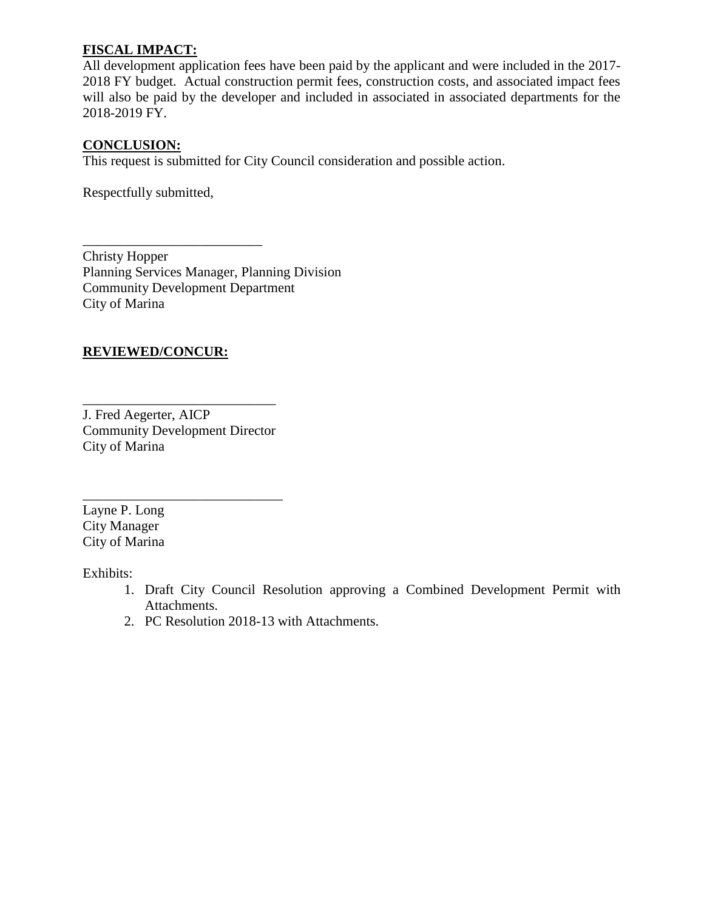**FISCAL IMPACT:**

All development application fees have been paid by the applicant and were included in the 2017-2018 FY budget. Actual construction permit fees, construction costs, and associated impact fees will also be paid by the developer and included in associated in associated departments for the 2018-2019 FY.

**CONCLUSION:**

This request is submitted for City Council consideration and possible action.

Respectfully submitted,

\_\_\_\_\_\_\_\_\_\_\_\_\_\_\_\_\_\_\_\_\_\_\_\_\_\_

Christy Hopper  
Planning Services Manager, Planning Division  
Community Development Department  
City of Marina

**REVIEWED/CONCUR:**

\_\_\_\_\_\_\_\_\_\_\_\_\_\_\_\_\_\_\_\_\_\_\_\_\_\_\_\_

J. Fred Aegerter, AICP  
Community Development Director  
City of Marina

\_\_\_\_\_\_\_\_\_\_\_\_\_\_\_\_\_\_\_\_\_\_\_\_\_\_\_\_\_

Layne P. Long  
City Manager  
City of Marina

Exhibits:

1. Draft City Council Resolution approving a Combined Development Permit with Attachments.
2. PC Resolution 2018-13 with Attachments.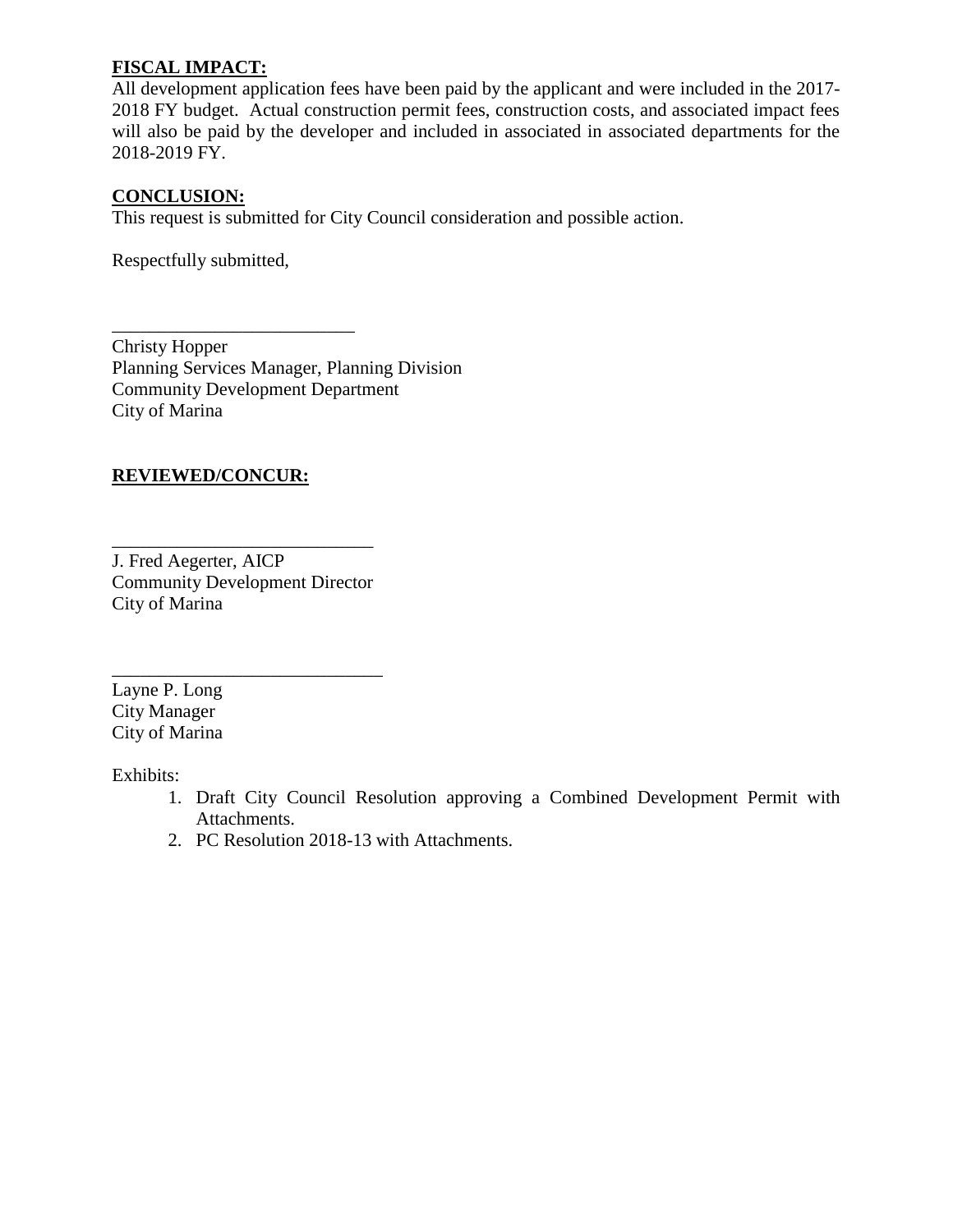**FISCAL IMPACT:**
All development application fees have been paid by the applicant and were included in the 2017-2018 FY budget. Actual construction permit fees, construction costs, and associated impact fees will also be paid by the developer and included in associated in associated departments for the 2018-2019 FY.

**CONCLUSION:**
This request is submitted for City Council consideration and possible action.

Respectfully submitted,

___________________________
Christy Hopper
Planning Services Manager, Planning Division
Community Development Department
City of Marina

**REVIEWED/CONCUR:**

_____________________________
J. Fred Aegerter, AICP
Community Development Director
City of Marina

______________________________
Layne P. Long
City Manager
City of Marina

Exhibits:

1. Draft City Council Resolution approving a Combined Development Permit with Attachments.
2. PC Resolution 2018-13 with Attachments.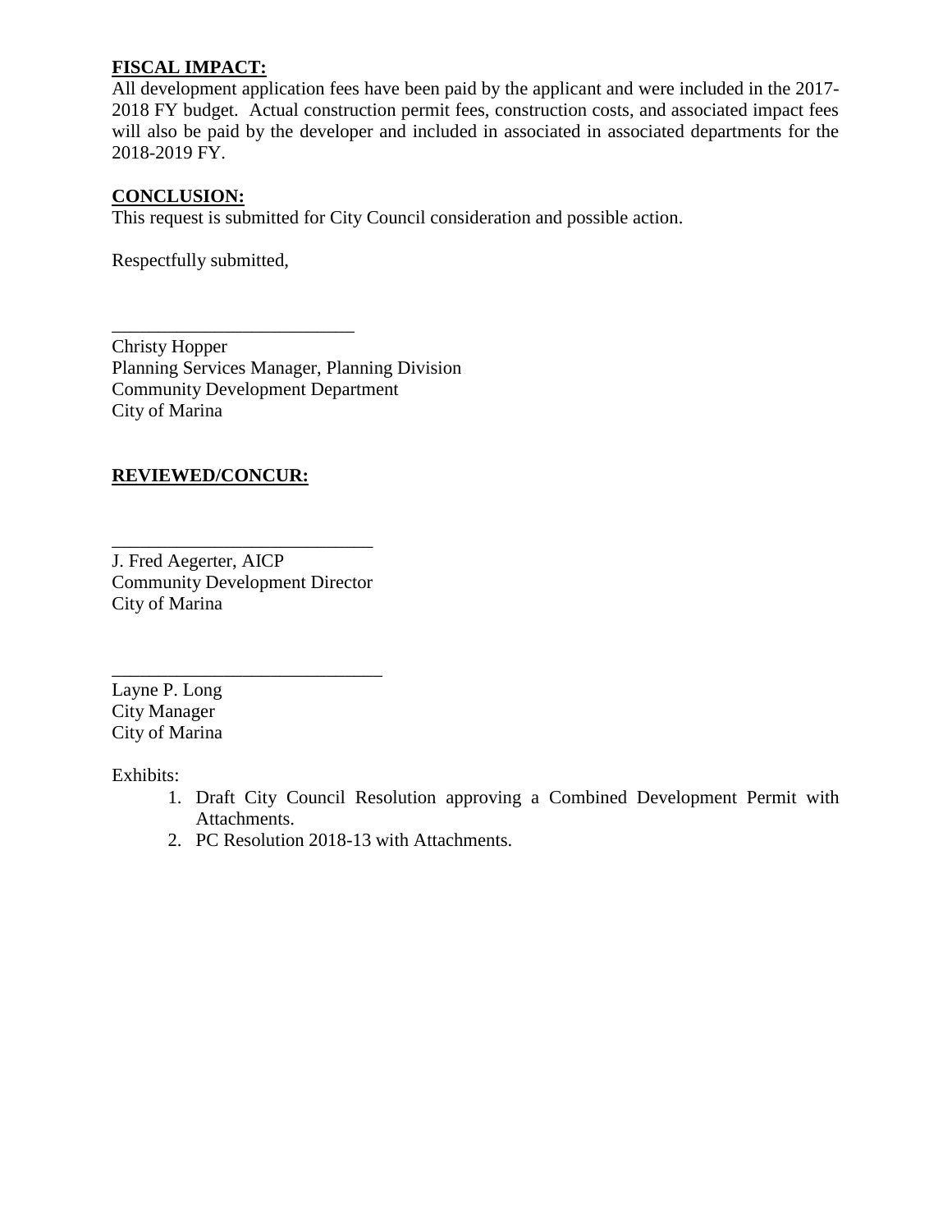**FISCAL IMPACT:**
All development application fees have been paid by the applicant and were included in the 2017-2018 FY budget. Actual construction permit fees, construction costs, and associated impact fees will also be paid by the developer and included in associated in associated departments for the 2018-2019 FY.

**CONCLUSION:**
This request is submitted for City Council consideration and possible action.

Respectfully submitted,

\_\_\_\_\_\_\_\_\_\_\_\_\_\_\_\_\_\_\_\_\_\_\_\_\_\_
Christy Hopper
Planning Services Manager, Planning Division
Community Development Department
City of Marina

**REVIEWED/CONCUR:**

\_\_\_\_\_\_\_\_\_\_\_\_\_\_\_\_\_\_\_\_\_\_\_\_\_\_\_\_
J. Fred Aegerter, AICP
Community Development Director
City of Marina

\_\_\_\_\_\_\_\_\_\_\_\_\_\_\_\_\_\_\_\_\_\_\_\_\_\_\_\_\_
Layne P. Long
City Manager
City of Marina

Exhibits:

1. Draft City Council Resolution approving a Combined Development Permit with Attachments.
2. PC Resolution 2018-13 with Attachments.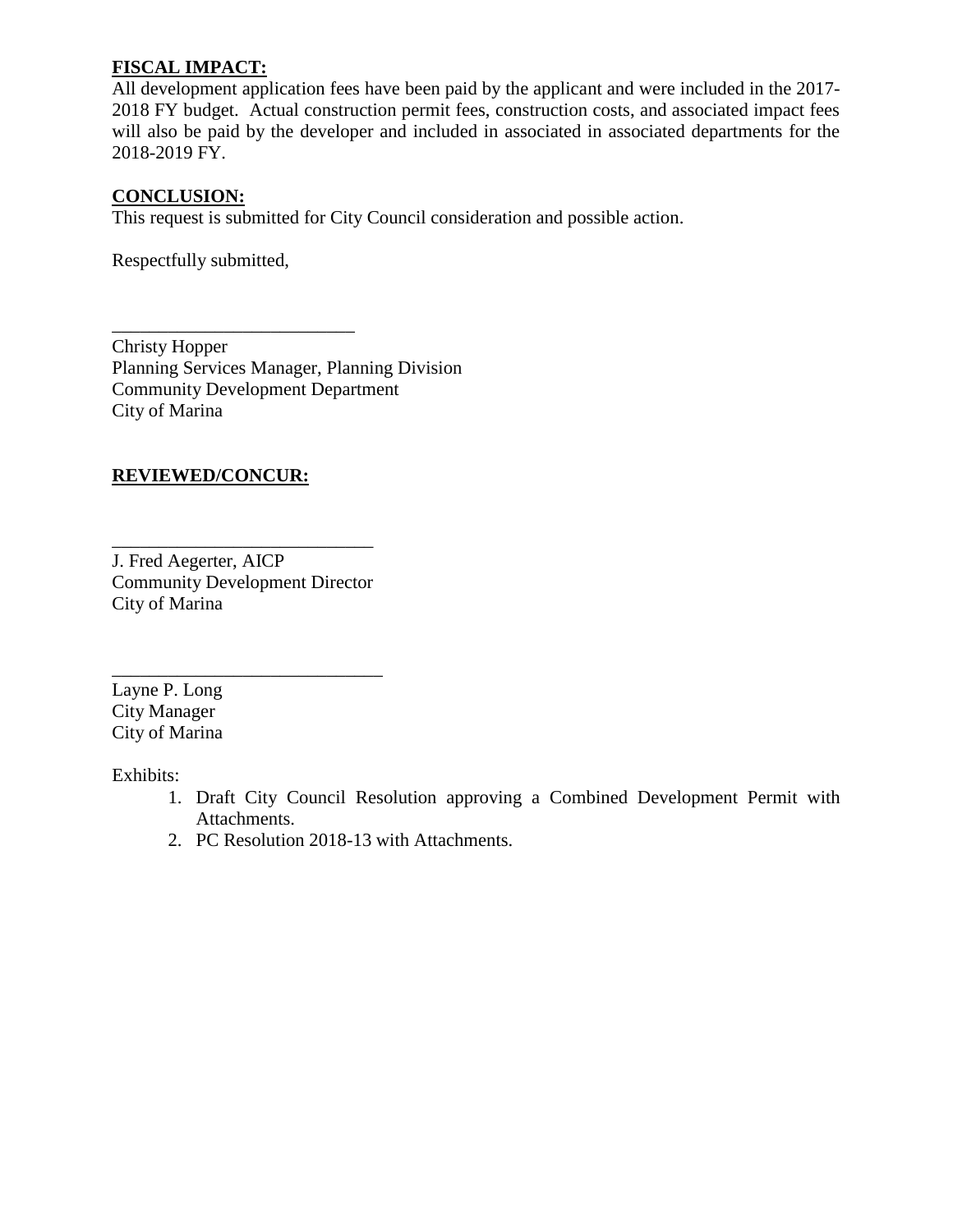**FISCAL IMPACT:**
All development application fees have been paid by the applicant and were included in the 2017-2018 FY budget. Actual construction permit fees, construction costs, and associated impact fees will also be paid by the developer and included in associated in associated departments for the 2018-2019 FY.

**CONCLUSION:**
This request is submitted for City Council consideration and possible action.

Respectfully submitted,

___________________________
Christy Hopper
Planning Services Manager, Planning Division
Community Development Department
City of Marina

**REVIEWED/CONCUR:**

_____________________________
J. Fred Aegerter, AICP
Community Development Director
City of Marina

______________________________
Layne P. Long
City Manager
City of Marina

Exhibits:

1. Draft City Council Resolution approving a Combined Development Permit with Attachments.
2. PC Resolution 2018-13 with Attachments.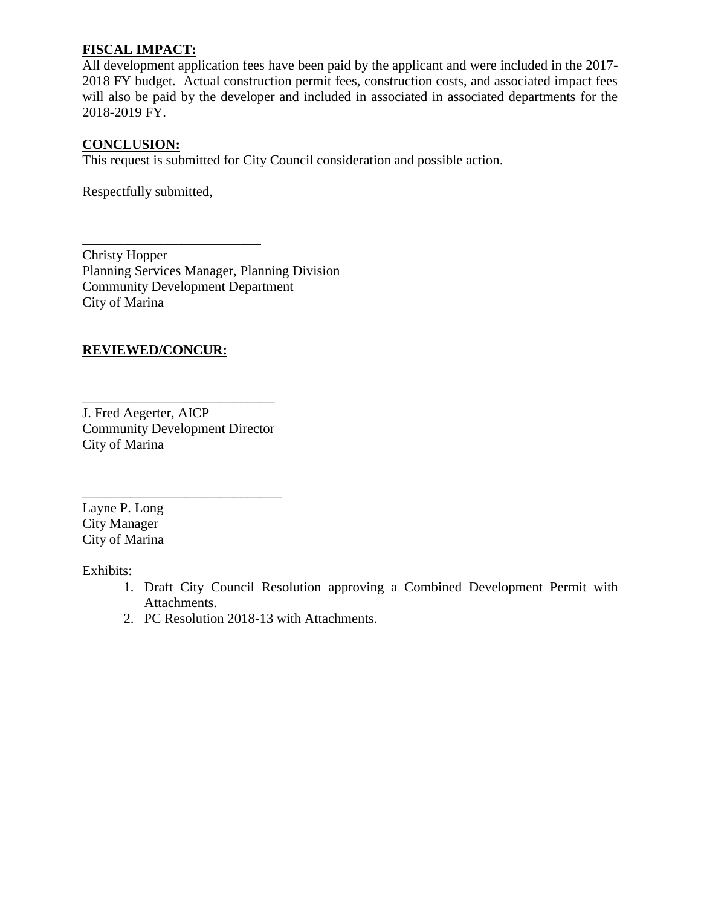**FISCAL IMPACT:**

All development application fees have been paid by the applicant and were included in the 2017-2018 FY budget. Actual construction permit fees, construction costs, and associated impact fees will also be paid by the developer and included in associated in associated departments for the 2018-2019 FY.

**CONCLUSION:**

This request is submitted for City Council consideration and possible action.

Respectfully submitted,

\_\_\_\_\_\_\_\_\_\_\_\_\_\_\_\_\_\_\_\_\_\_\_\_\_\_

Christy Hopper
Planning Services Manager, Planning Division
Community Development Department
City of Marina

**REVIEWED/CONCUR:**

\_\_\_\_\_\_\_\_\_\_\_\_\_\_\_\_\_\_\_\_\_\_\_\_\_\_\_\_

J. Fred Aegerter, AICP
Community Development Director
City of Marina

\_\_\_\_\_\_\_\_\_\_\_\_\_\_\_\_\_\_\_\_\_\_\_\_\_\_\_\_\_

Layne P. Long
City Manager
City of Marina

Exhibits:

1. Draft City Council Resolution approving a Combined Development Permit with Attachments.
2. PC Resolution 2018-13 with Attachments.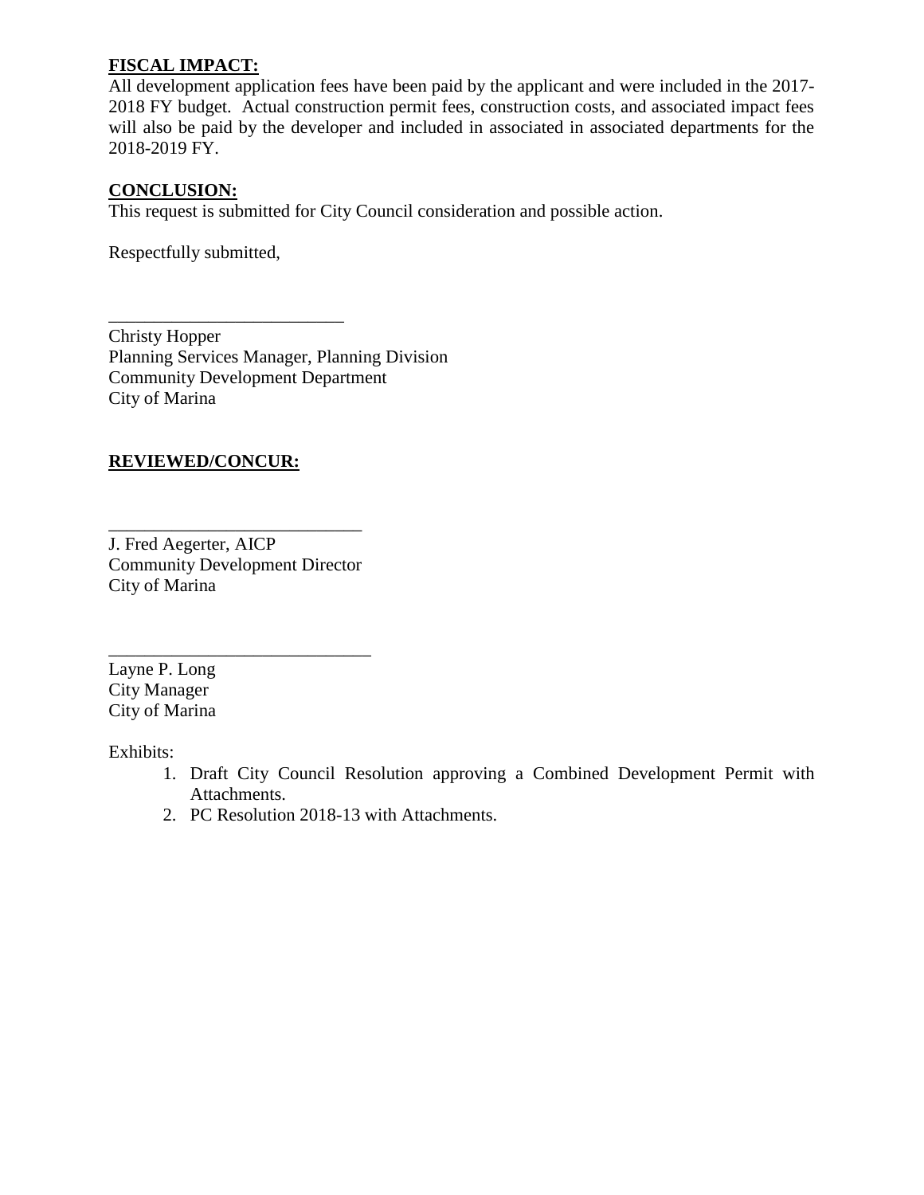**FISCAL IMPACT:**

All development application fees have been paid by the applicant and were included in the 2017-2018 FY budget. Actual construction permit fees, construction costs, and associated impact fees will also be paid by the developer and included in associated in associated departments for the 2018-2019 FY.

**CONCLUSION:**

This request is submitted for City Council consideration and possible action.

Respectfully submitted,

\_\_\_\_\_\_\_\_\_\_\_\_\_\_\_\_\_\_\_\_\_\_\_\_\_\_

Christy Hopper
Planning Services Manager, Planning Division
Community Development Department
City of Marina

**REVIEWED/CONCUR:**

\_\_\_\_\_\_\_\_\_\_\_\_\_\_\_\_\_\_\_\_\_\_\_\_\_\_\_\_

J. Fred Aegerter, AICP
Community Development Director
City of Marina

\_\_\_\_\_\_\_\_\_\_\_\_\_\_\_\_\_\_\_\_\_\_\_\_\_\_\_\_\_

Layne P. Long
City Manager
City of Marina

Exhibits:

1. Draft City Council Resolution approving a Combined Development Permit with Attachments.
2. PC Resolution 2018-13 with Attachments.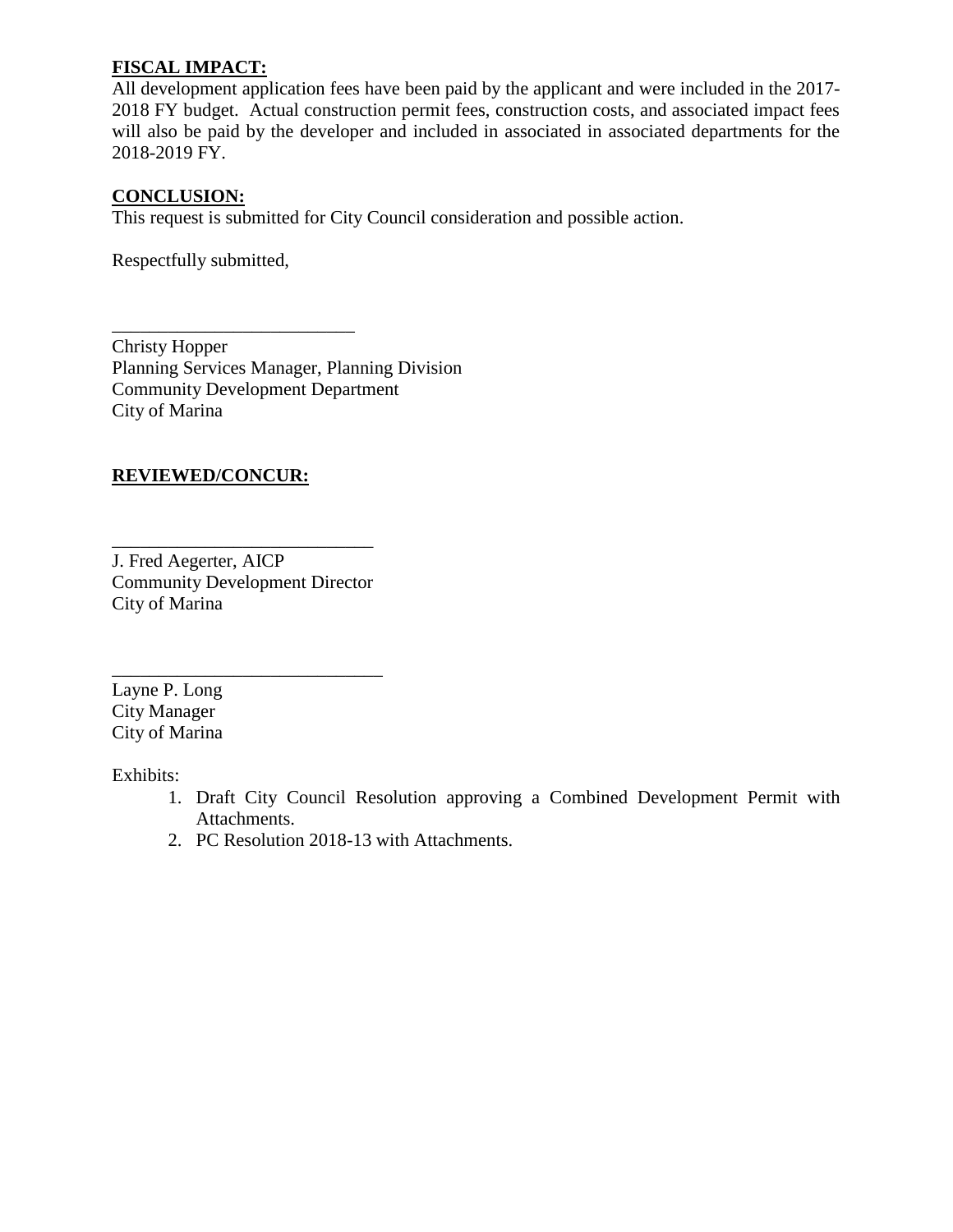**FISCAL IMPACT:**
All development application fees have been paid by the applicant and were included in the 2017-2018 FY budget. Actual construction permit fees, construction costs, and associated impact fees will also be paid by the developer and included in associated in associated departments for the 2018-2019 FY.

**CONCLUSION:**
This request is submitted for City Council consideration and possible action.

Respectfully submitted,

\_\_\_\_\_\_\_\_\_\_\_\_\_\_\_\_\_\_\_\_\_\_\_\_\_\_
Christy Hopper
Planning Services Manager, Planning Division
Community Development Department
City of Marina

**REVIEWED/CONCUR:**

\_\_\_\_\_\_\_\_\_\_\_\_\_\_\_\_\_\_\_\_\_\_\_\_\_\_\_\_
J. Fred Aegerter, AICP
Community Development Director
City of Marina

\_\_\_\_\_\_\_\_\_\_\_\_\_\_\_\_\_\_\_\_\_\_\_\_\_\_\_\_\_
Layne P. Long
City Manager
City of Marina

Exhibits:

1. Draft City Council Resolution approving a Combined Development Permit with Attachments.
2. PC Resolution 2018-13 with Attachments.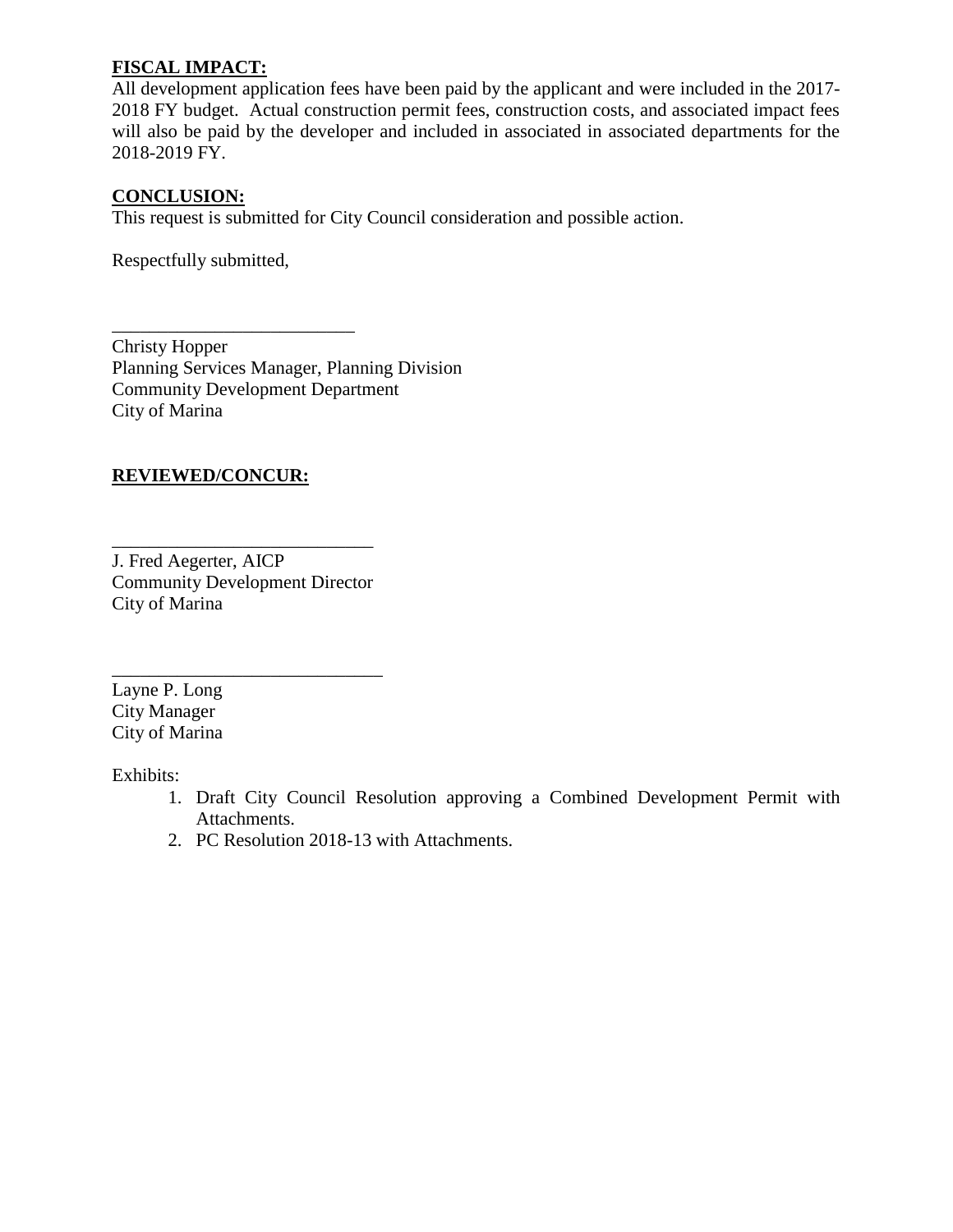**FISCAL IMPACT:**

All development application fees have been paid by the applicant and were included in the 2017-2018 FY budget. Actual construction permit fees, construction costs, and associated impact fees will also be paid by the developer and included in associated in associated departments for the 2018-2019 FY.

**CONCLUSION:**

This request is submitted for City Council consideration and possible action.

Respectfully submitted,

__________________________

Christy Hopper
Planning Services Manager, Planning Division
Community Development Department
City of Marina

**REVIEWED/CONCUR:**

____________________________

J. Fred Aegerter, AICP
Community Development Director
City of Marina

_____________________________

Layne P. Long
City Manager
City of Marina

Exhibits:

1. Draft City Council Resolution approving a Combined Development Permit with Attachments.
2. PC Resolution 2018-13 with Attachments.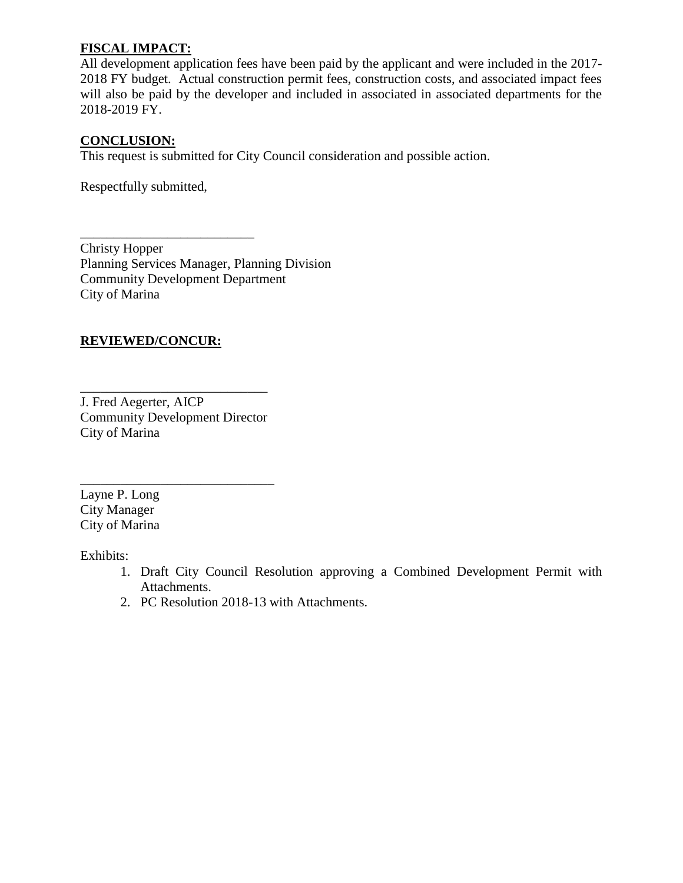**FISCAL IMPACT:**

All development application fees have been paid by the applicant and were included in the 2017-2018 FY budget. Actual construction permit fees, construction costs, and associated impact fees will also be paid by the developer and included in associated in associated departments for the 2018-2019 FY.

**CONCLUSION:**

This request is submitted for City Council consideration and possible action.

Respectfully submitted,

___________________________

Christy Hopper
Planning Services Manager, Planning Division
Community Development Department
City of Marina

**REVIEWED/CONCUR:**

_____________________________

J. Fred Aegerter, AICP
Community Development Director
City of Marina

______________________________

Layne P. Long
City Manager
City of Marina

Exhibits:

1. Draft City Council Resolution approving a Combined Development Permit with Attachments.
2. PC Resolution 2018-13 with Attachments.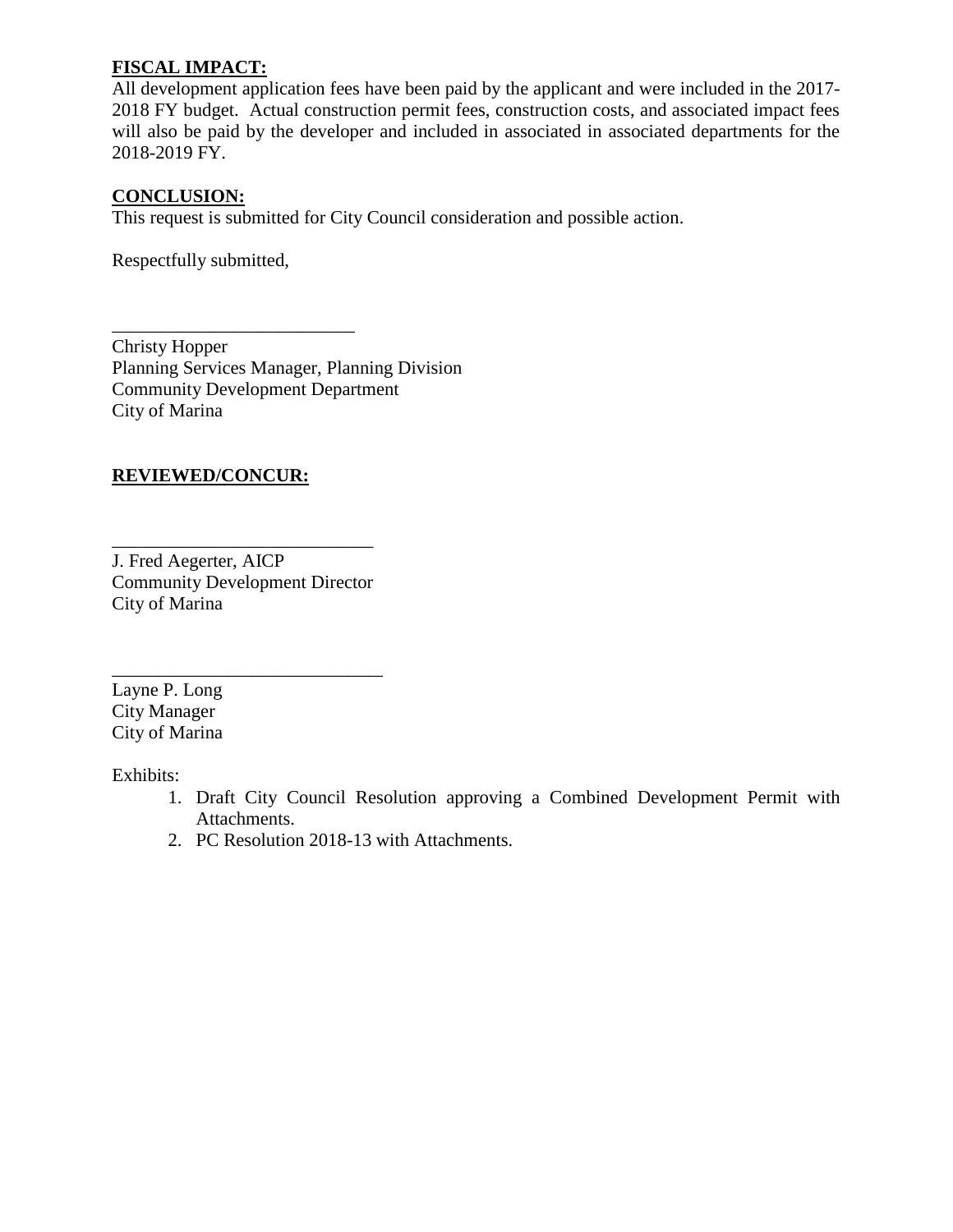**FISCAL IMPACT:**

All development application fees have been paid by the applicant and were included in the 2017-2018 FY budget. Actual construction permit fees, construction costs, and associated impact fees will also be paid by the developer and included in associated in associated departments for the 2018-2019 FY.

**CONCLUSION:**

This request is submitted for City Council consideration and possible action.

Respectfully submitted,

\_\_\_\_\_\_\_\_\_\_\_\_\_\_\_\_\_\_\_\_\_\_\_\_\_\_

Christy Hopper
Planning Services Manager, Planning Division
Community Development Department
City of Marina

**REVIEWED/CONCUR:**

\_\_\_\_\_\_\_\_\_\_\_\_\_\_\_\_\_\_\_\_\_\_\_\_\_\_\_\_

J. Fred Aegerter, AICP
Community Development Director
City of Marina

\_\_\_\_\_\_\_\_\_\_\_\_\_\_\_\_\_\_\_\_\_\_\_\_\_\_\_\_\_

Layne P. Long
City Manager
City of Marina

Exhibits:

1. Draft City Council Resolution approving a Combined Development Permit with Attachments.
2. PC Resolution 2018-13 with Attachments.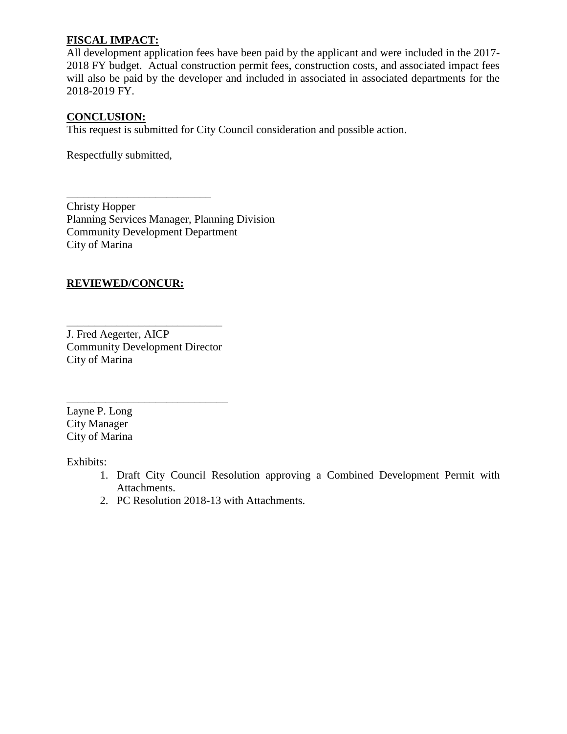**FISCAL IMPACT:**

All development application fees have been paid by the applicant and were included in the 2017-2018 FY budget. Actual construction permit fees, construction costs, and associated impact fees will also be paid by the developer and included in associated in associated departments for the 2018-2019 FY.

**CONCLUSION:**

This request is submitted for City Council consideration and possible action.

Respectfully submitted,

\_\_\_\_\_\_\_\_\_\_\_\_\_\_\_\_\_\_\_\_\_\_\_\_\_\_

Christy Hopper
Planning Services Manager, Planning Division
Community Development Department
City of Marina

**REVIEWED/CONCUR:**

\_\_\_\_\_\_\_\_\_\_\_\_\_\_\_\_\_\_\_\_\_\_\_\_\_\_\_\_

J. Fred Aegerter, AICP
Community Development Director
City of Marina

\_\_\_\_\_\_\_\_\_\_\_\_\_\_\_\_\_\_\_\_\_\_\_\_\_\_\_\_\_

Layne P. Long
City Manager
City of Marina

Exhibits:

1. Draft City Council Resolution approving a Combined Development Permit with Attachments.
2. PC Resolution 2018-13 with Attachments.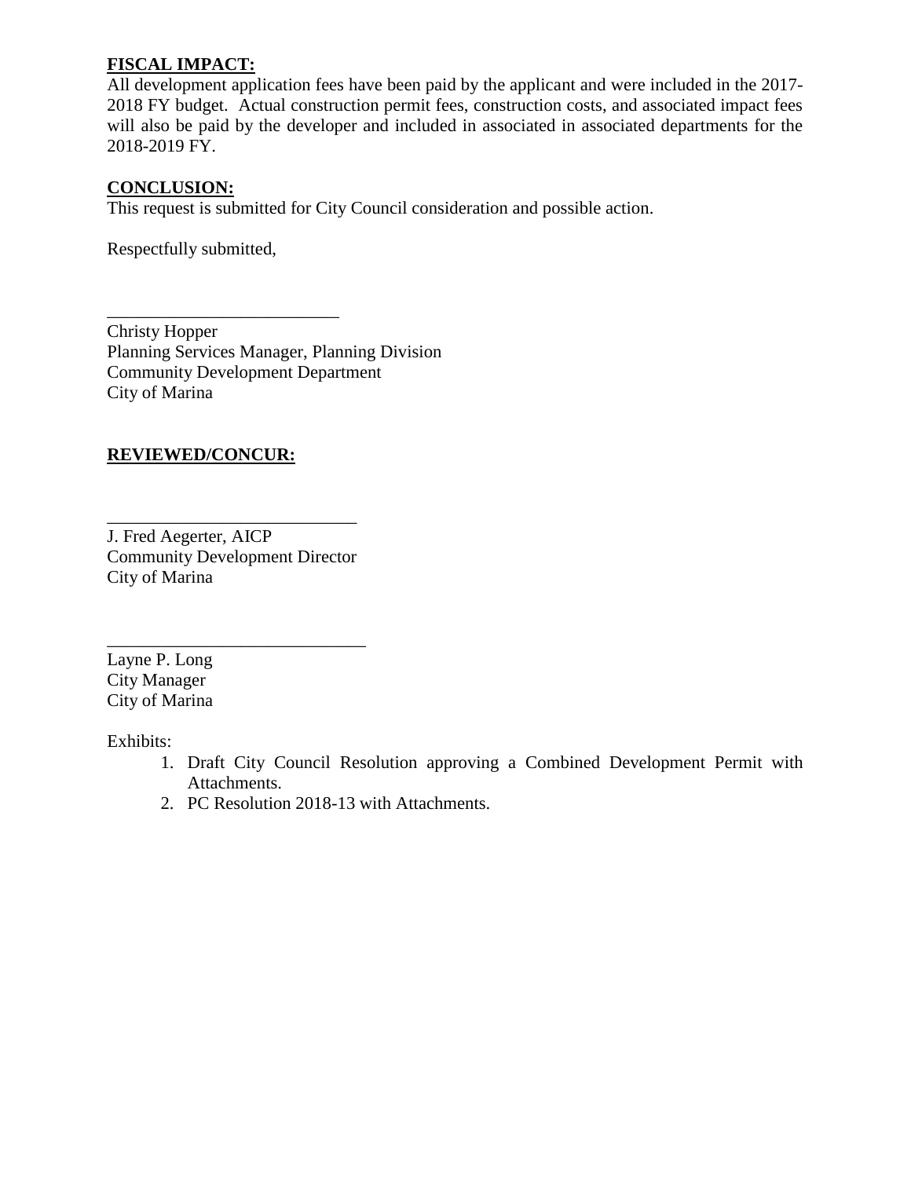**FISCAL IMPACT:**
All development application fees have been paid by the applicant and were included in the 2017-2018 FY budget. Actual construction permit fees, construction costs, and associated impact fees will also be paid by the developer and included in associated in associated departments for the 2018-2019 FY.

**CONCLUSION:**
This request is submitted for City Council consideration and possible action.

Respectfully submitted,

__________________________
Christy Hopper
Planning Services Manager, Planning Division
Community Development Department
City of Marina

**REVIEWED/CONCUR:**

____________________________
J. Fred Aegerter, AICP
Community Development Director
City of Marina

_____________________________
Layne P. Long
City Manager
City of Marina

Exhibits:

1. Draft City Council Resolution approving a Combined Development Permit with Attachments.
2. PC Resolution 2018-13 with Attachments.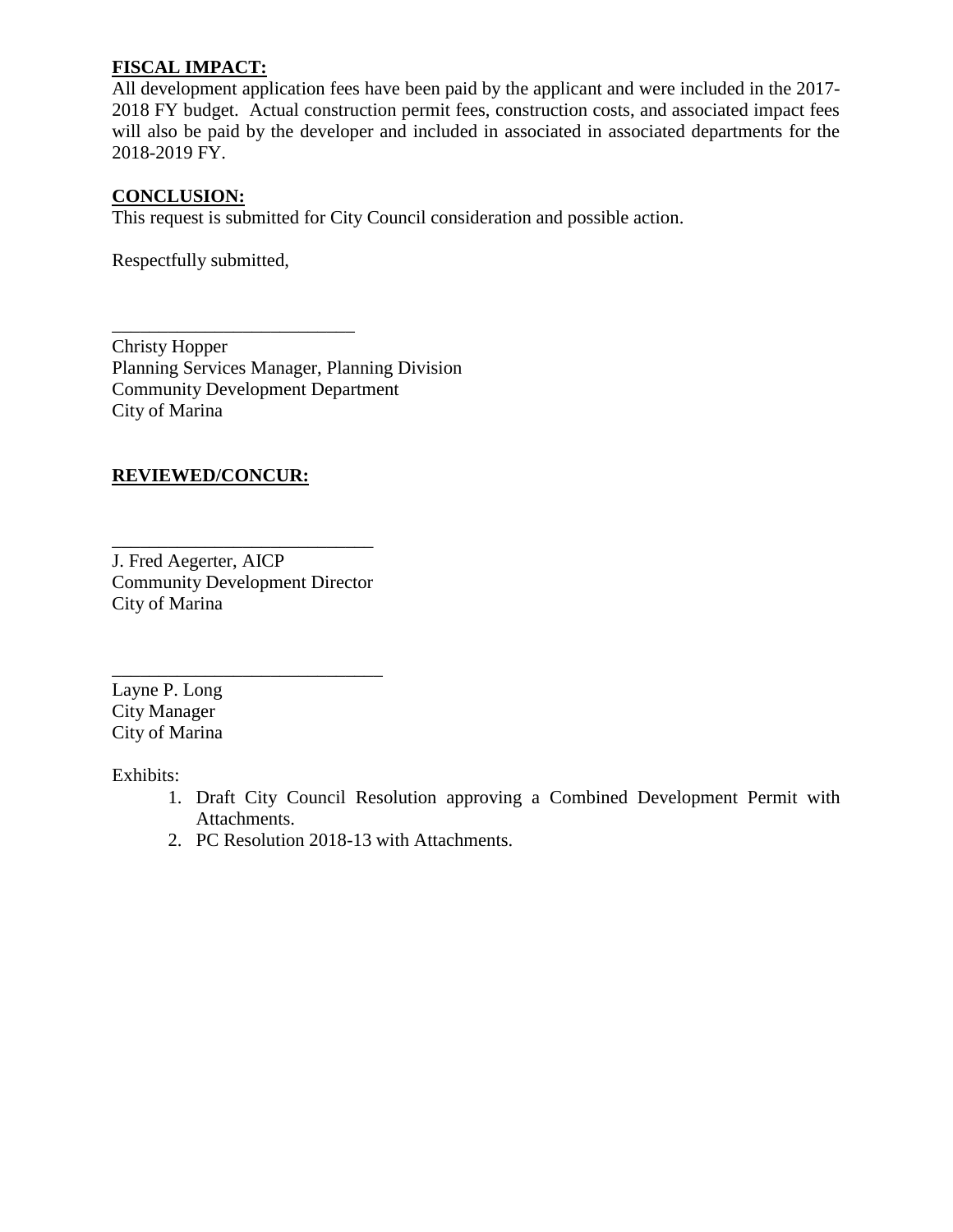**FISCAL IMPACT:**
All development application fees have been paid by the applicant and were included in the 2017-2018 FY budget. Actual construction permit fees, construction costs, and associated impact fees will also be paid by the developer and included in associated in associated departments for the 2018-2019 FY.

**CONCLUSION:**
This request is submitted for City Council consideration and possible action.

Respectfully submitted,

\_\_\_\_\_\_\_\_\_\_\_\_\_\_\_\_\_\_\_\_\_\_\_\_\_\_
Christy Hopper
Planning Services Manager, Planning Division
Community Development Department
City of Marina

**REVIEWED/CONCUR:**

\_\_\_\_\_\_\_\_\_\_\_\_\_\_\_\_\_\_\_\_\_\_\_\_\_\_\_\_
J. Fred Aegerter, AICP
Community Development Director
City of Marina

\_\_\_\_\_\_\_\_\_\_\_\_\_\_\_\_\_\_\_\_\_\_\_\_\_\_\_\_\_
Layne P. Long
City Manager
City of Marina

Exhibits:

1. Draft City Council Resolution approving a Combined Development Permit with Attachments.
2. PC Resolution 2018-13 with Attachments.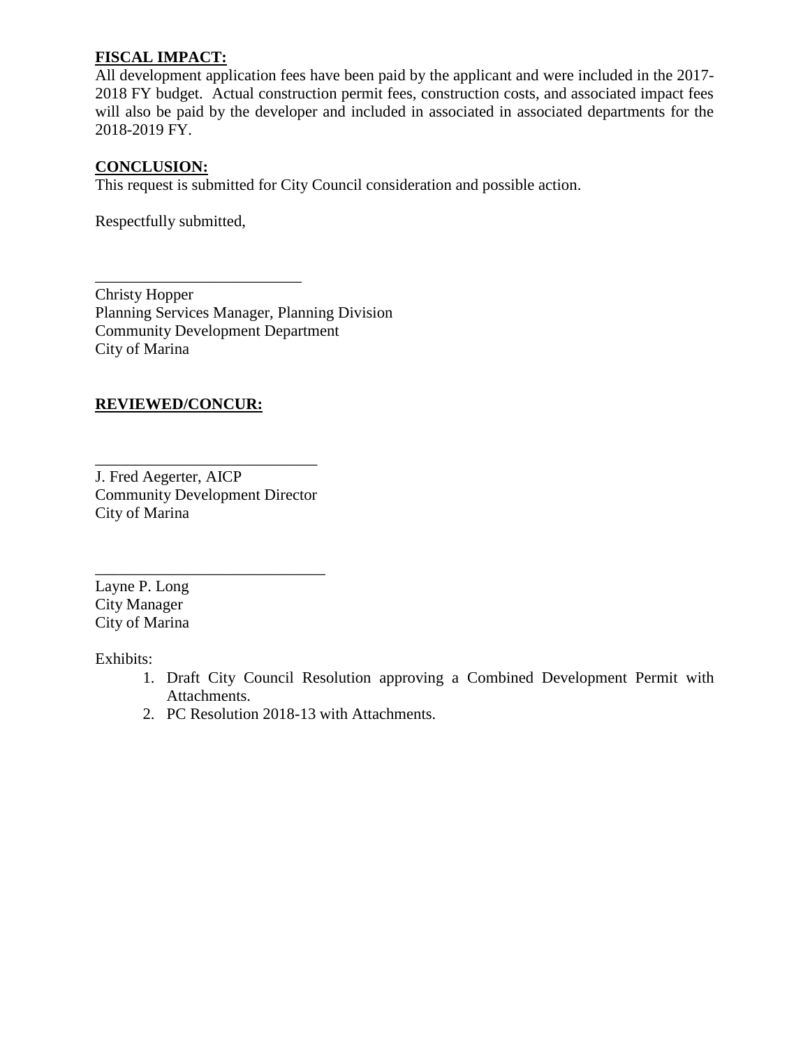**FISCAL IMPACT:**
All development application fees have been paid by the applicant and were included in the 2017-2018 FY budget. Actual construction permit fees, construction costs, and associated impact fees will also be paid by the developer and included in associated in associated departments for the 2018-2019 FY.

**CONCLUSION:**
This request is submitted for City Council consideration and possible action.

Respectfully submitted,

\_\_\_\_\_\_\_\_\_\_\_\_\_\_\_\_\_\_\_\_\_\_\_\_\_\_
Christy Hopper
Planning Services Manager, Planning Division
Community Development Department
City of Marina

**REVIEWED/CONCUR:**

\_\_\_\_\_\_\_\_\_\_\_\_\_\_\_\_\_\_\_\_\_\_\_\_\_\_\_\_
J. Fred Aegerter, AICP
Community Development Director
City of Marina

\_\_\_\_\_\_\_\_\_\_\_\_\_\_\_\_\_\_\_\_\_\_\_\_\_\_\_\_\_
Layne P. Long
City Manager
City of Marina

Exhibits:

1. Draft City Council Resolution approving a Combined Development Permit with Attachments.
2. PC Resolution 2018-13 with Attachments.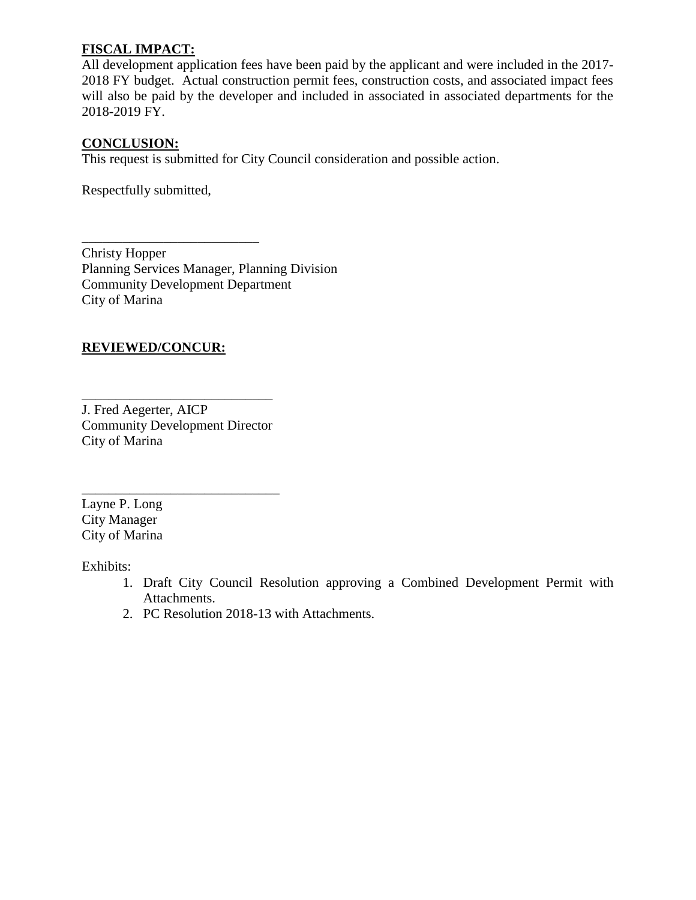**FISCAL IMPACT:**
All development application fees have been paid by the applicant and were included in the 2017-2018 FY budget. Actual construction permit fees, construction costs, and associated impact fees will also be paid by the developer and included in associated in associated departments for the 2018-2019 FY.

**CONCLUSION:**
This request is submitted for City Council consideration and possible action.

Respectfully submitted,

___________________________
Christy Hopper
Planning Services Manager, Planning Division
Community Development Department
City of Marina

**REVIEWED/CONCUR:**

_____________________________
J. Fred Aegerter, AICP
Community Development Director
City of Marina

______________________________
Layne P. Long
City Manager
City of Marina

Exhibits:

1. Draft City Council Resolution approving a Combined Development Permit with Attachments.
2. PC Resolution 2018-13 with Attachments.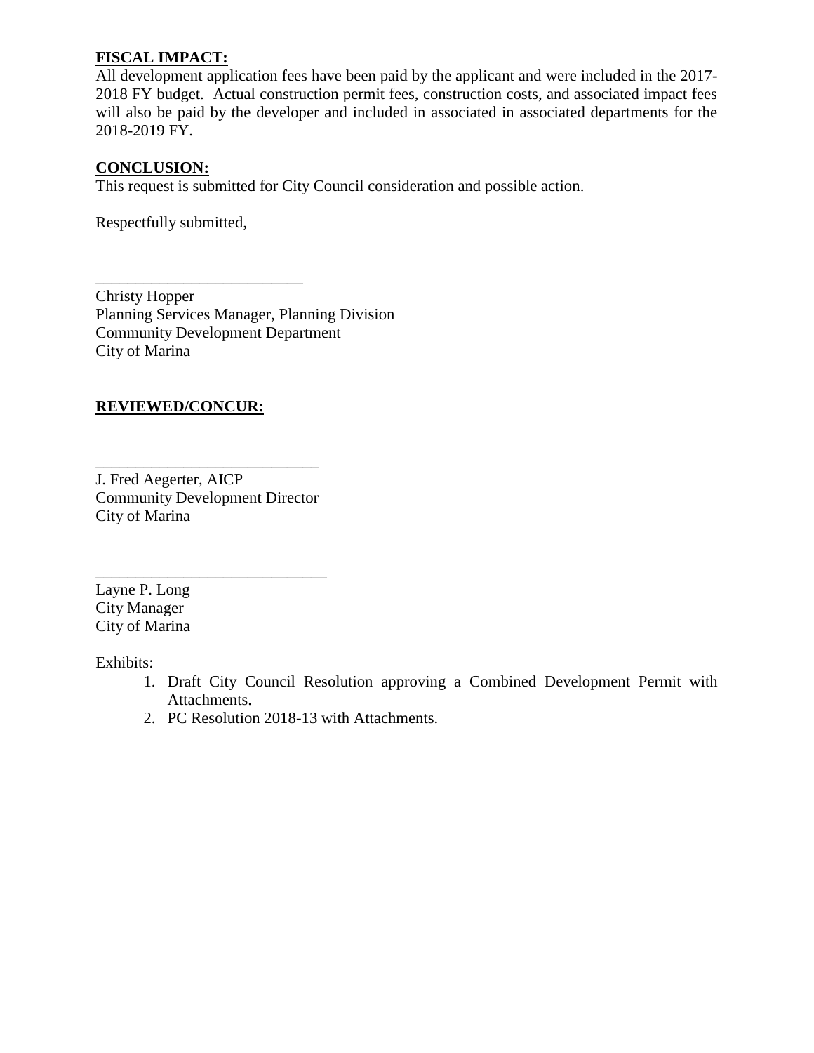**FISCAL IMPACT:**

All development application fees have been paid by the applicant and were included in the 2017-2018 FY budget. Actual construction permit fees, construction costs, and associated impact fees will also be paid by the developer and included in associated in associated departments for the 2018-2019 FY.

**CONCLUSION:**

This request is submitted for City Council consideration and possible action.

Respectfully submitted,

\_\_\_\_\_\_\_\_\_\_\_\_\_\_\_\_\_\_\_\_\_\_\_\_\_\_

Christy Hopper
Planning Services Manager, Planning Division
Community Development Department
City of Marina

**REVIEWED/CONCUR:**

\_\_\_\_\_\_\_\_\_\_\_\_\_\_\_\_\_\_\_\_\_\_\_\_\_\_\_\_

J. Fred Aegerter, AICP
Community Development Director
City of Marina

\_\_\_\_\_\_\_\_\_\_\_\_\_\_\_\_\_\_\_\_\_\_\_\_\_\_\_\_\_

Layne P. Long
City Manager
City of Marina

Exhibits:

1. Draft City Council Resolution approving a Combined Development Permit with Attachments.
2. PC Resolution 2018-13 with Attachments.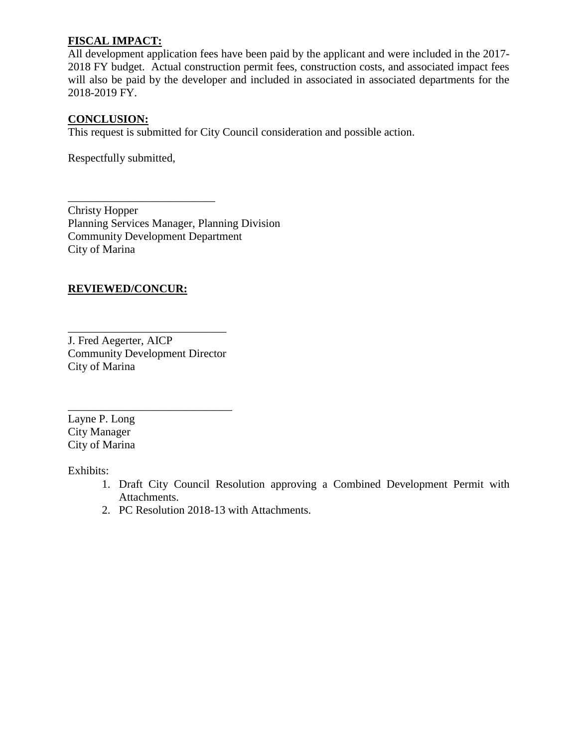**FISCAL IMPACT:**

All development application fees have been paid by the applicant and were included in the 2017-2018 FY budget. Actual construction permit fees, construction costs, and associated impact fees will also be paid by the developer and included in associated in associated departments for the 2018-2019 FY.

**CONCLUSION:**

This request is submitted for City Council consideration and possible action.

Respectfully submitted,

\_\_\_\_\_\_\_\_\_\_\_\_\_\_\_\_\_\_\_\_\_\_\_\_\_\_

Christy Hopper
Planning Services Manager, Planning Division
Community Development Department
City of Marina

**REVIEWED/CONCUR:**

\_\_\_\_\_\_\_\_\_\_\_\_\_\_\_\_\_\_\_\_\_\_\_\_\_\_\_\_

J. Fred Aegerter, AICP
Community Development Director
City of Marina

\_\_\_\_\_\_\_\_\_\_\_\_\_\_\_\_\_\_\_\_\_\_\_\_\_\_\_\_\_

Layne P. Long
City Manager
City of Marina

Exhibits:

1. Draft City Council Resolution approving a Combined Development Permit with Attachments.
2. PC Resolution 2018-13 with Attachments.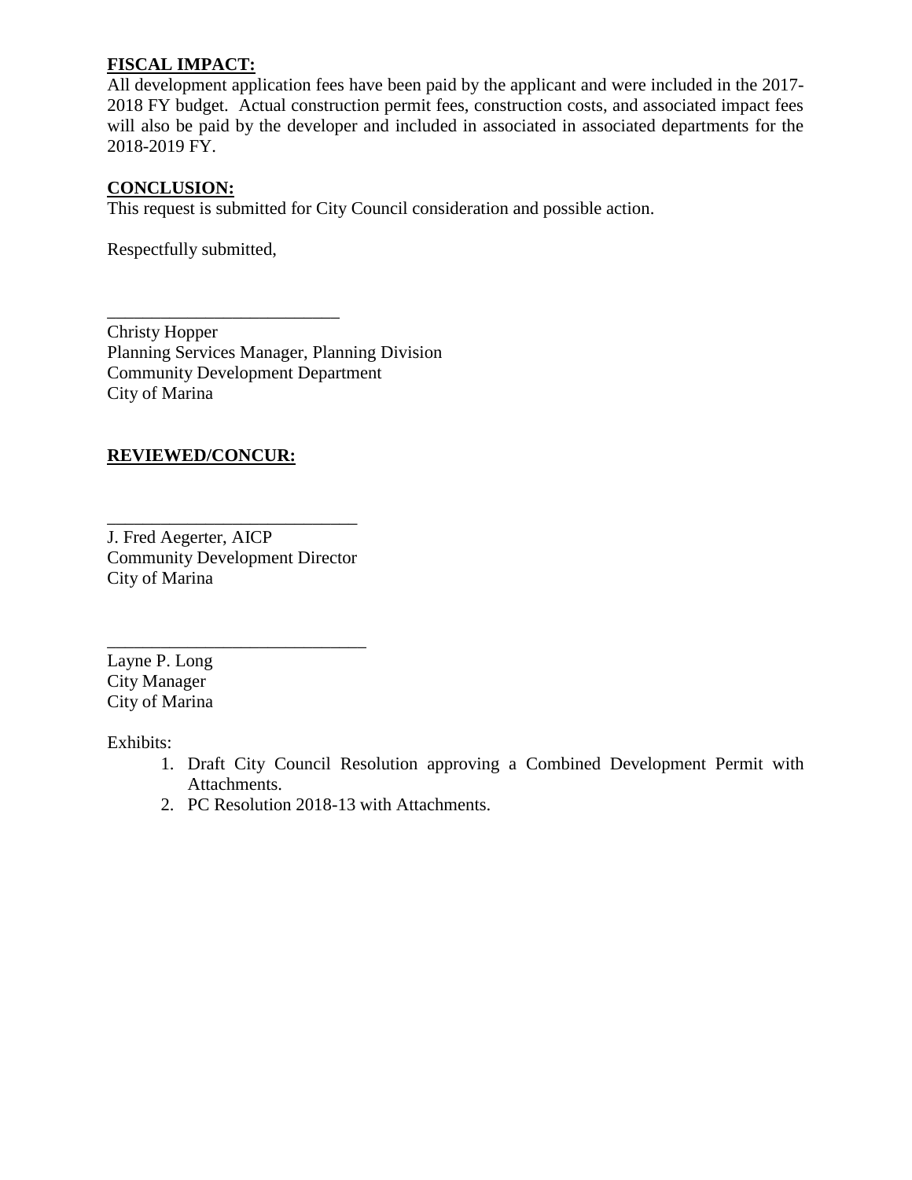**FISCAL IMPACT:**
All development application fees have been paid by the applicant and were included in the 2017-2018 FY budget. Actual construction permit fees, construction costs, and associated impact fees will also be paid by the developer and included in associated in associated departments for the 2018-2019 FY.

**CONCLUSION:**
This request is submitted for City Council consideration and possible action.

Respectfully submitted,

___________________________
Christy Hopper
Planning Services Manager, Planning Division
Community Development Department
City of Marina

**REVIEWED/CONCUR:**

_____________________________
J. Fred Aegerter, AICP
Community Development Director
City of Marina

______________________________
Layne P. Long
City Manager
City of Marina

Exhibits:

1. Draft City Council Resolution approving a Combined Development Permit with Attachments.
2. PC Resolution 2018-13 with Attachments.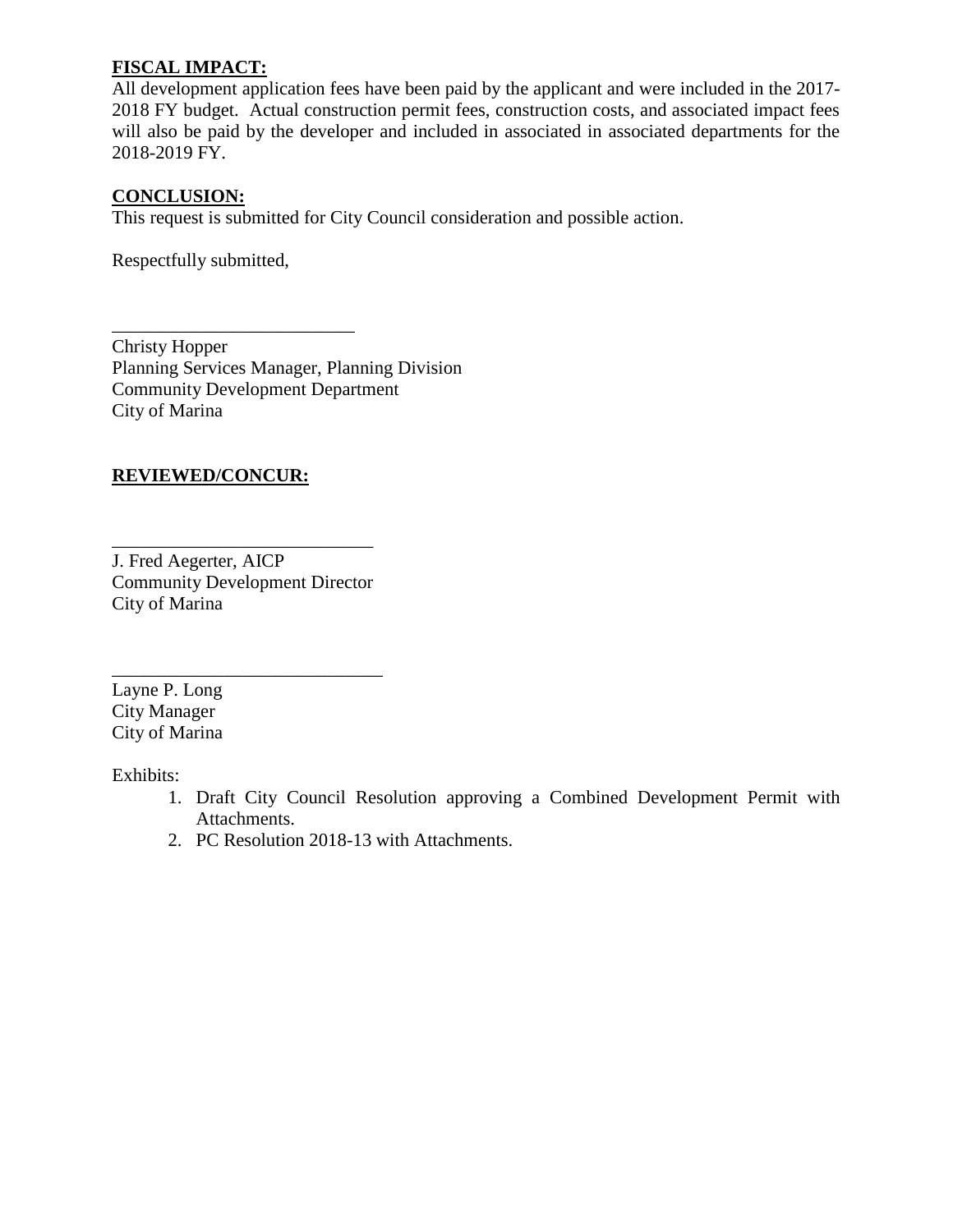**FISCAL IMPACT:**

All development application fees have been paid by the applicant and were included in the 2017-2018 FY budget. Actual construction permit fees, construction costs, and associated impact fees will also be paid by the developer and included in associated in associated departments for the 2018-2019 FY.

**CONCLUSION:**

This request is submitted for City Council consideration and possible action.

Respectfully submitted,

\_\_\_\_\_\_\_\_\_\_\_\_\_\_\_\_\_\_\_\_\_\_\_\_\_\_

Christy Hopper
Planning Services Manager, Planning Division
Community Development Department
City of Marina

**REVIEWED/CONCUR:**

\_\_\_\_\_\_\_\_\_\_\_\_\_\_\_\_\_\_\_\_\_\_\_\_\_\_\_\_

J. Fred Aegerter, AICP
Community Development Director
City of Marina

\_\_\_\_\_\_\_\_\_\_\_\_\_\_\_\_\_\_\_\_\_\_\_\_\_\_\_\_\_

Layne P. Long
City Manager
City of Marina

Exhibits:

1. Draft City Council Resolution approving a Combined Development Permit with Attachments.
2. PC Resolution 2018-13 with Attachments.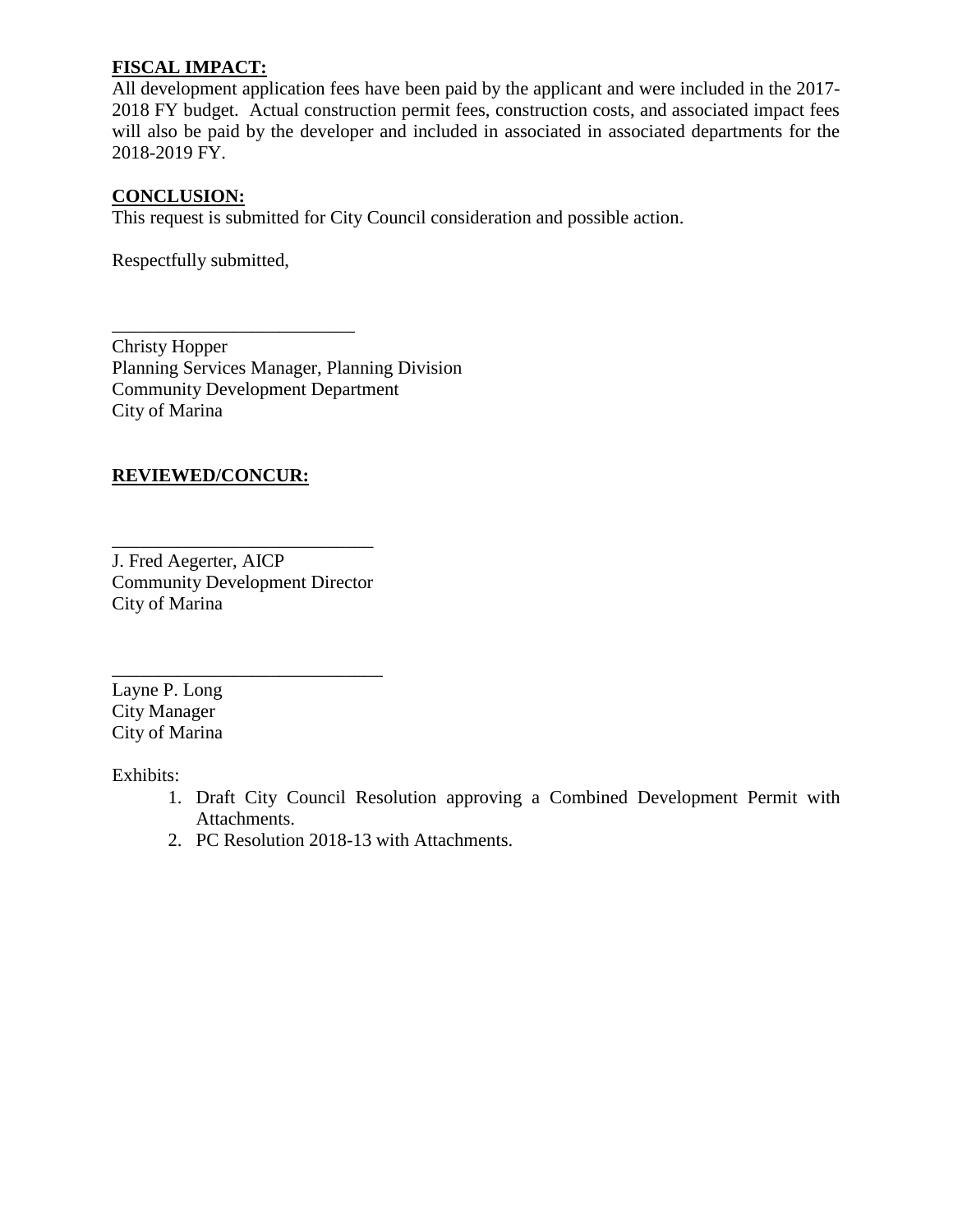**FISCAL IMPACT:**
All development application fees have been paid by the applicant and were included in the 2017-2018 FY budget. Actual construction permit fees, construction costs, and associated impact fees will also be paid by the developer and included in associated in associated departments for the 2018-2019 FY.

**CONCLUSION:**
This request is submitted for City Council consideration and possible action.

Respectfully submitted,

___________________________
Christy Hopper
Planning Services Manager, Planning Division
Community Development Department
City of Marina

**REVIEWED/CONCUR:**

_____________________________
J. Fred Aegerter, AICP
Community Development Director
City of Marina

______________________________
Layne P. Long
City Manager
City of Marina

Exhibits:

1. Draft City Council Resolution approving a Combined Development Permit with Attachments.
2. PC Resolution 2018-13 with Attachments.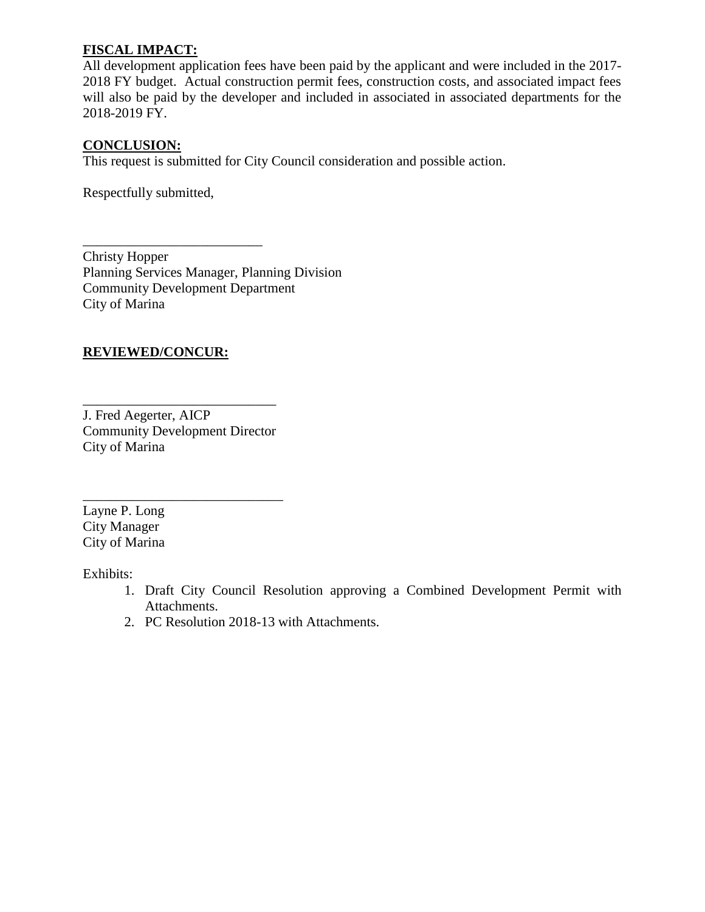**FISCAL IMPACT:**
All development application fees have been paid by the applicant and were included in the 2017-2018 FY budget. Actual construction permit fees, construction costs, and associated impact fees will also be paid by the developer and included in associated in associated departments for the 2018-2019 FY.

**CONCLUSION:**
This request is submitted for City Council consideration and possible action.

Respectfully submitted,

\_\_\_\_\_\_\_\_\_\_\_\_\_\_\_\_\_\_\_\_\_\_\_\_\_\_

Christy Hopper
Planning Services Manager, Planning Division
Community Development Department
City of Marina

**REVIEWED/CONCUR:**

\_\_\_\_\_\_\_\_\_\_\_\_\_\_\_\_\_\_\_\_\_\_\_\_\_\_\_\_

J. Fred Aegerter, AICP
Community Development Director
City of Marina

\_\_\_\_\_\_\_\_\_\_\_\_\_\_\_\_\_\_\_\_\_\_\_\_\_\_\_\_\_

Layne P. Long
City Manager
City of Marina

Exhibits:

1. Draft City Council Resolution approving a Combined Development Permit with Attachments.
2. PC Resolution 2018-13 with Attachments.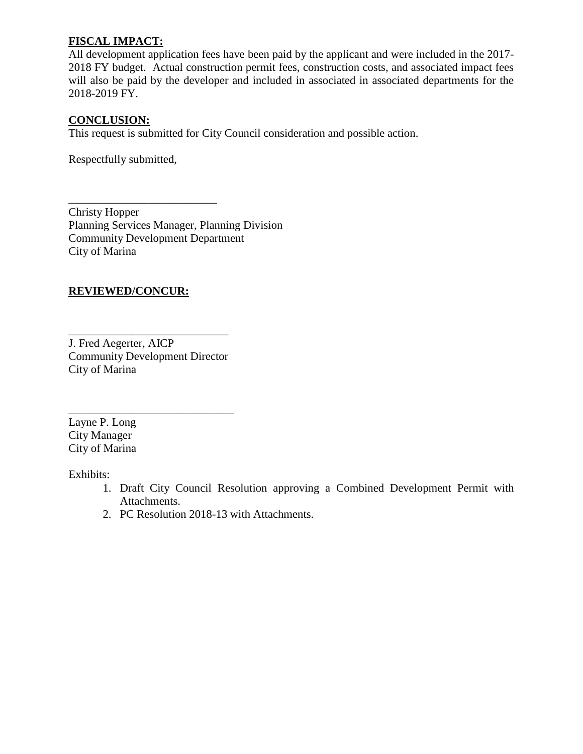**FISCAL IMPACT:**
All development application fees have been paid by the applicant and were included in the 2017-2018 FY budget. Actual construction permit fees, construction costs, and associated impact fees will also be paid by the developer and included in associated in associated departments for the 2018-2019 FY.

**CONCLUSION:**
This request is submitted for City Council consideration and possible action.

Respectfully submitted,

___________________________
Christy Hopper
Planning Services Manager, Planning Division
Community Development Department
City of Marina

**REVIEWED/CONCUR:**

_____________________________
J. Fred Aegerter, AICP
Community Development Director
City of Marina

______________________________
Layne P. Long
City Manager
City of Marina

Exhibits:

1. Draft City Council Resolution approving a Combined Development Permit with Attachments.
2. PC Resolution 2018-13 with Attachments.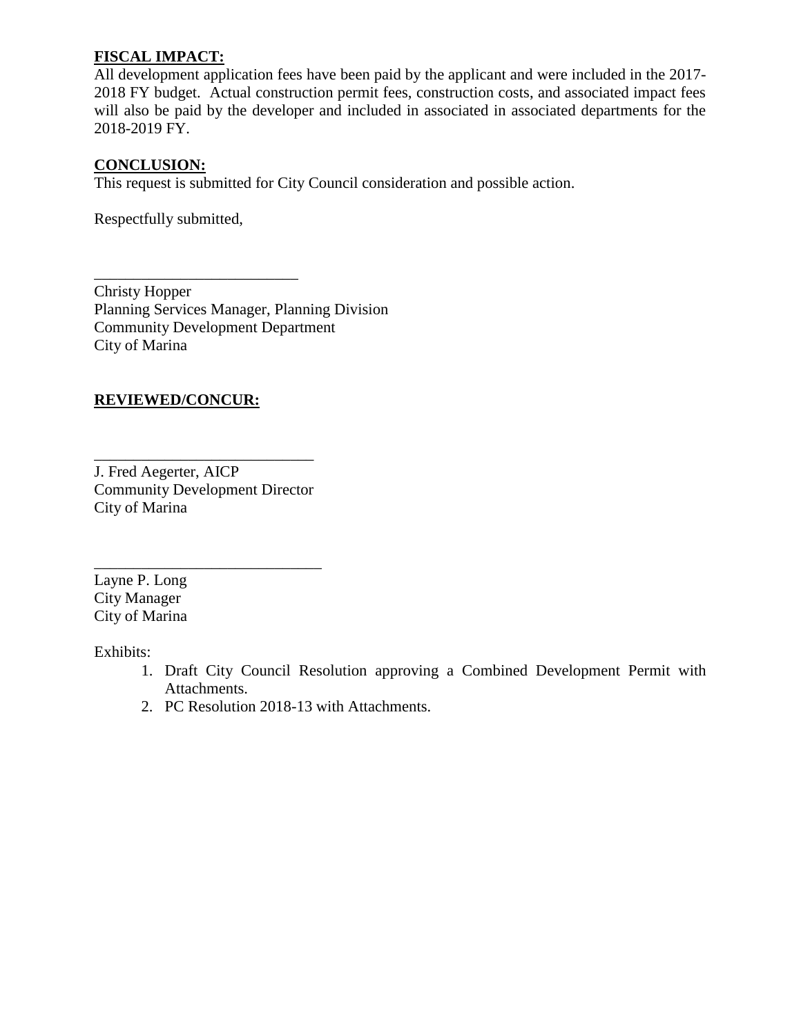**FISCAL IMPACT:**

All development application fees have been paid by the applicant and were included in the 2017-2018 FY budget. Actual construction permit fees, construction costs, and associated impact fees will also be paid by the developer and included in associated in associated departments for the 2018-2019 FY.

**CONCLUSION:**

This request is submitted for City Council consideration and possible action.

Respectfully submitted,

\_\_\_\_\_\_\_\_\_\_\_\_\_\_\_\_\_\_\_\_\_\_\_\_\_\_

Christy Hopper
Planning Services Manager, Planning Division
Community Development Department
City of Marina

**REVIEWED/CONCUR:**

\_\_\_\_\_\_\_\_\_\_\_\_\_\_\_\_\_\_\_\_\_\_\_\_\_\_\_\_

J. Fred Aegerter, AICP
Community Development Director
City of Marina

\_\_\_\_\_\_\_\_\_\_\_\_\_\_\_\_\_\_\_\_\_\_\_\_\_\_\_\_\_

Layne P. Long
City Manager
City of Marina

Exhibits:

1. Draft City Council Resolution approving a Combined Development Permit with Attachments.
2. PC Resolution 2018-13 with Attachments.